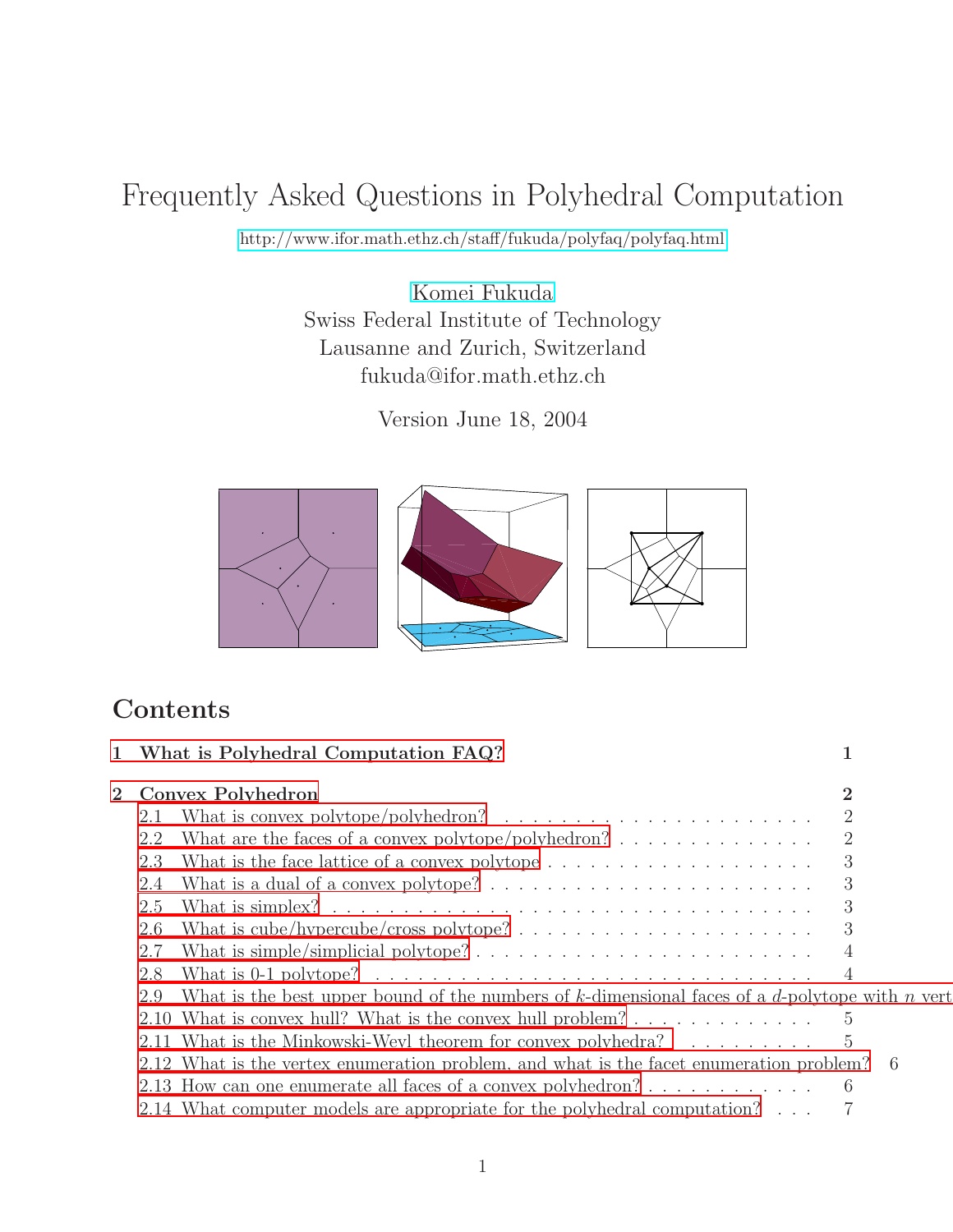# Frequently Asked Questions in Polyhedral Computation

http://www.ifor.math.ethz.ch/staff/fukuda/polyfaq/polyfaq.html

Komei Fukuda
Swiss Federal Institute of Technology
Lausanne and Zurich, Switzerland
fukuda@ifor.math.ethz.ch

Version June 18, 2004

## Contents

**1 What is Polyhedral Computation FAQ?** **1**

**2 Convex Polyhedron** **2**

- 2.1 What is convex polytope/polyhedron? . . . . . 2
- 2.2 What are the faces of a convex polytope/polyhedron? . . . . . 2
- 2.3 What is the face lattice of a convex polytope . . . . . 3
- 2.4 What is a dual of a convex polytope? . . . . . 3
- 2.5 What is simplex? . . . . . 3
- 2.6 What is cube/hypercube/cross polytope? . . . . . 3
- 2.7 What is simple/simplicial polytope? . . . . . 4
- 2.8 What is 0-1 polytope? . . . . . 4
- 2.9 What is the best upper bound of the numbers of $k$-dimensional faces of a $d$-polytope with $n$ vert
- 2.10 What is convex hull? What is the convex hull problem? . . . . . 5
- 2.11 What is the Minkowski-Weyl theorem for convex polyhedra? . . . . . 5
- 2.12 What is the vertex enumeration problem, and what is the facet enumeration problem? 6
- 2.13 How can one enumerate all faces of a convex polyhedron? . . . . . 6
- 2.14 What computer models are appropriate for the polyhedral computation? . . . 7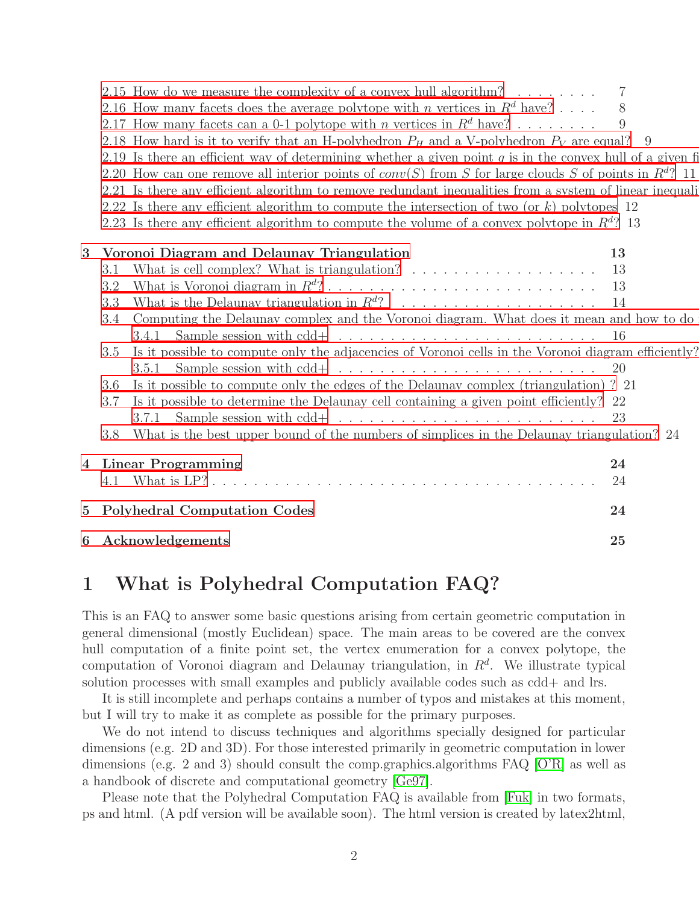2.15 How do we measure the complexity of a convex hull algorithm? . . . . . . . . . 7
2.16 How many facets does the average polytope with $n$ vertices in $R^d$ have? . . . . 8
2.17 How many facets can a 0-1 polytope with $n$ vertices in $R^d$ have? . . . . . . . . . 9
2.18 How hard is it to verify that an H-polyhedron $P_H$ and a V-polyhedron $P_V$ are equal? 9
2.19 Is there an efficient way of determining whether a given point $q$ is in the convex hull of a given fi
2.20 How can one remove all interior points of $conv(S)$ from $S$ for large clouds $S$ of points in $R^d$? 11
2.21 Is there any efficient algorithm to remove redundant inequalities from a system of linear inequali
2.22 Is there any efficient algorithm to compute the intersection of two (or $k$) polytopes 12
2.23 Is there any efficient algorithm to compute the volume of a convex polytope in $R^d$? 13

**3 Voronoi Diagram and Delaunay Triangulation** **13**
3.1 What is cell complex? What is triangulation? . . . . . . . . . . . . . . . . . . 13
3.2 What is Voronoi diagram in $R^d$? . . . . . . . . . . . . . . . . . . . . . . . . . 13
3.3 What is the Delaunay triangulation in $R^d$? . . . . . . . . . . . . . . . . . . . . 14
3.4 Computing the Delaunay complex and the Voronoi diagram. What does it mean and how to do
3.4.1 Sample session with cdd+ . . . . . . . . . . . . . . . . . . . . . . . . . . 16
3.5 Is it possible to compute only the adjacencies of Voronoi cells in the Voronoi diagram efficiently?
3.5.1 Sample session with cdd+ . . . . . . . . . . . . . . . . . . . . . . . . . . 20
3.6 Is it possible to compute only the edges of the Delaunay complex (triangulation) ? 21
3.7 Is it possible to determine the Delaunay cell containing a given point efficiently? 22
3.7.1 Sample session with cdd+ . . . . . . . . . . . . . . . . . . . . . . . . . . 23
3.8 What is the best upper bound of the numbers of simplices in the Delaunay triangulation? 24

**4 Linear Programming** **24**
4.1 What is LP? . . . . . . . . . . . . . . . . . . . . . . . . . . . . . . . . . . . . 24

**5 Polyhedral Computation Codes** **24**

**6 Acknowledgements** **25**

# 1 What is Polyhedral Computation FAQ?

This is an FAQ to answer some basic questions arising from certain geometric computation in general dimensional (mostly Euclidean) space. The main areas to be covered are the convex hull computation of a finite point set, the vertex enumeration for a convex polytope, the computation of Voronoi diagram and Delaunay triangulation, in $R^d$. We illustrate typical solution processes with small examples and publicly available codes such as cdd+ and lrs.

It is still incomplete and perhaps contains a number of typos and mistakes at this moment, but I will try to make it as complete as possible for the primary purposes.

We do not intend to discuss techniques and algorithms specially designed for particular dimensions (e.g. 2D and 3D). For those interested primarily in geometric computation in lower dimensions (e.g. 2 and 3) should consult the comp.graphics.algorithms FAQ [O'R] as well as a handbook of discrete and computational geometry [Ge97].

Please note that the Polyhedral Computation FAQ is available from [Fuk] in two formats, ps and html. (A pdf version will be available soon). The html version is created by latex2html,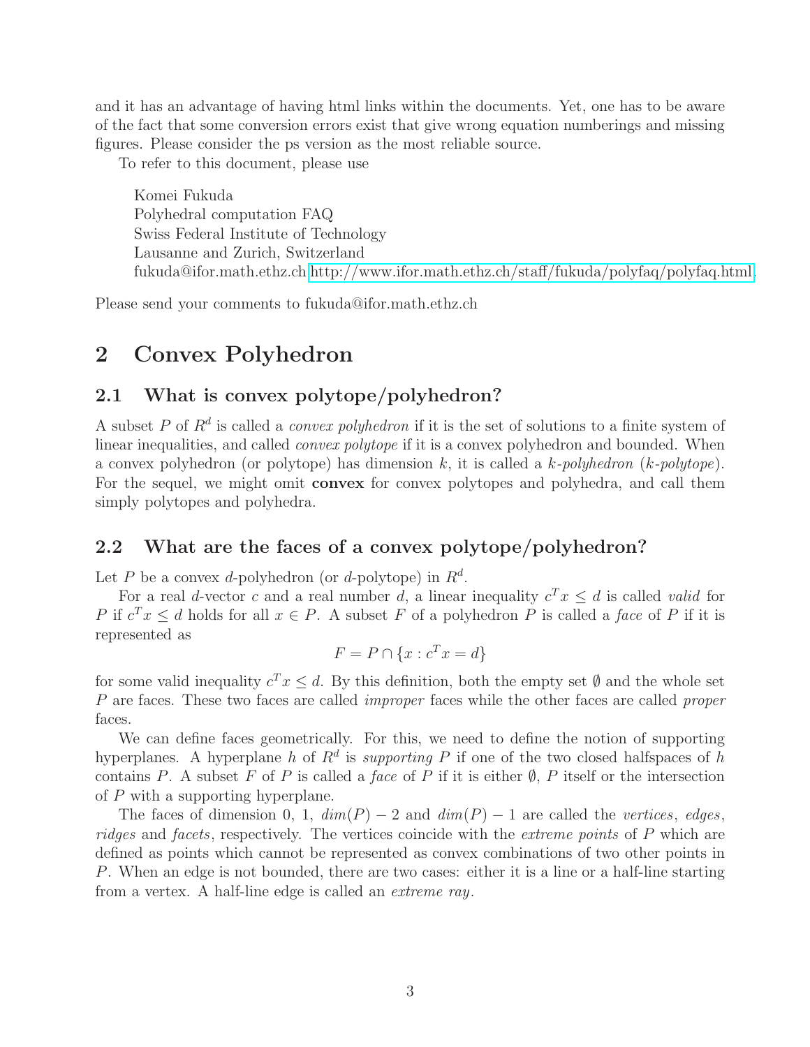and it has an advantage of having html links within the documents. Yet, one has to be aware of the fact that some conversion errors exist that give wrong equation numberings and missing figures. Please consider the ps version as the most reliable source.

To refer to this document, please use

> Komei Fukuda
> Polyhedral computation FAQ
> Swiss Federal Institute of Technology
> Lausanne and Zurich, Switzerland
> fukuda@ifor.math.ethz.ch http://www.ifor.math.ethz.ch/staff/fukuda/polyfaq/polyfaq.html.

Please send your comments to fukuda@ifor.math.ethz.ch

# 2 Convex Polyhedron

## 2.1 What is convex polytope/polyhedron?

A subset $P$ of $R^d$ is called a *convex polyhedron* if it is the set of solutions to a finite system of linear inequalities, and called *convex polytope* if it is a convex polyhedron and bounded. When a convex polyhedron (or polytope) has dimension $k$, it is called a *k-polyhedron* (*k-polytope*). For the sequel, we might omit **convex** for convex polytopes and polyhedra, and call them simply polytopes and polyhedra.

## 2.2 What are the faces of a convex polytope/polyhedron?

Let $P$ be a convex $d$-polyhedron (or $d$-polytope) in $R^d$.

For a real $d$-vector $c$ and a real number $d$, a linear inequality $c^T x \leq d$ is called *valid* for $P$ if $c^T x \leq d$ holds for all $x \in P$. A subset $F$ of a polyhedron $P$ is called a *face* of $P$ if it is represented as

$$F = P \cap \{x : c^T x = d\}$$

for some valid inequality $c^T x \leq d$. By this definition, both the empty set $\emptyset$ and the whole set $P$ are faces. These two faces are called *improper* faces while the other faces are called *proper* faces.

We can define faces geometrically. For this, we need to define the notion of supporting hyperplanes. A hyperplane $h$ of $R^d$ is *supporting* $P$ if one of the two closed halfspaces of $h$ contains $P$. A subset $F$ of $P$ is called a *face* of $P$ if it is either $\emptyset$, $P$ itself or the intersection of $P$ with a supporting hyperplane.

The faces of dimension 0, 1, $dim(P) - 2$ and $dim(P) - 1$ are called the *vertices*, *edges*, *ridges* and *facets*, respectively. The vertices coincide with the *extreme points* of $P$ which are defined as points which cannot be represented as convex combinations of two other points in $P$. When an edge is not bounded, there are two cases: either it is a line or a half-line starting from a vertex. A half-line edge is called an *extreme ray*.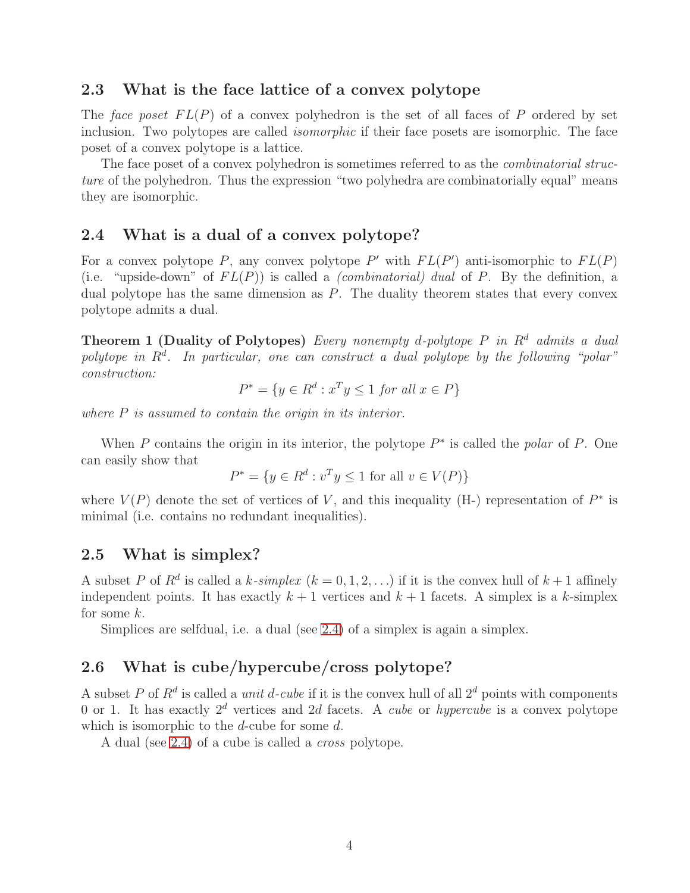## 2.3 What is the face lattice of a convex polytope

The *face poset* $FL(P)$ of a convex polyhedron is the set of all faces of $P$ ordered by set inclusion. Two polytopes are called *isomorphic* if their face posets are isomorphic. The face poset of a convex polytope is a lattice.

The face poset of a convex polyhedron is sometimes referred to as the *combinatorial structure* of the polyhedron. Thus the expression "two polyhedra are combinatorially equal" means they are isomorphic.

## 2.4 What is a dual of a convex polytope?

For a convex polytope $P$, any convex polytope $P'$ with $FL(P')$ anti-isomorphic to $FL(P)$ (i.e. "upside-down" of $FL(P)$) is called a *(combinatorial) dual* of $P$. By the definition, a dual polytope has the same dimension as $P$. The duality theorem states that every convex polytope admits a dual.

**Theorem 1 (Duality of Polytopes)** *Every nonempty $d$-polytope $P$ in $R^d$ admits a dual polytope in $R^d$. In particular, one can construct a dual polytope by the following "polar" construction:*

$$P^* = \{y \in R^d : x^T y \leq 1 \text{ for all } x \in P\}$$

*where $P$ is assumed to contain the origin in its interior.*

When $P$ contains the origin in its interior, the polytope $P^*$ is called the *polar* of $P$. One can easily show that

$$P^* = \{y \in R^d : v^T y \leq 1 \text{ for all } v \in V(P)\}$$

where $V(P)$ denote the set of vertices of $V$, and this inequality (H-) representation of $P^*$ is minimal (i.e. contains no redundant inequalities).

## 2.5 What is simplex?

A subset $P$ of $R^d$ is called a *$k$-simplex* ($k = 0, 1, 2, \ldots$) if it is the convex hull of $k+1$ affinely independent points. It has exactly $k+1$ vertices and $k+1$ facets. A simplex is a $k$-simplex for some $k$.

Simplices are selfdual, i.e. a dual (see 2.4) of a simplex is again a simplex.

## 2.6 What is cube/hypercube/cross polytope?

A subset $P$ of $R^d$ is called a *unit $d$-cube* if it is the convex hull of all $2^d$ points with components 0 or 1. It has exactly $2^d$ vertices and $2d$ facets. A *cube* or *hypercube* is a convex polytope which is isomorphic to the $d$-cube for some $d$.

A dual (see 2.4) of a cube is called a *cross* polytope.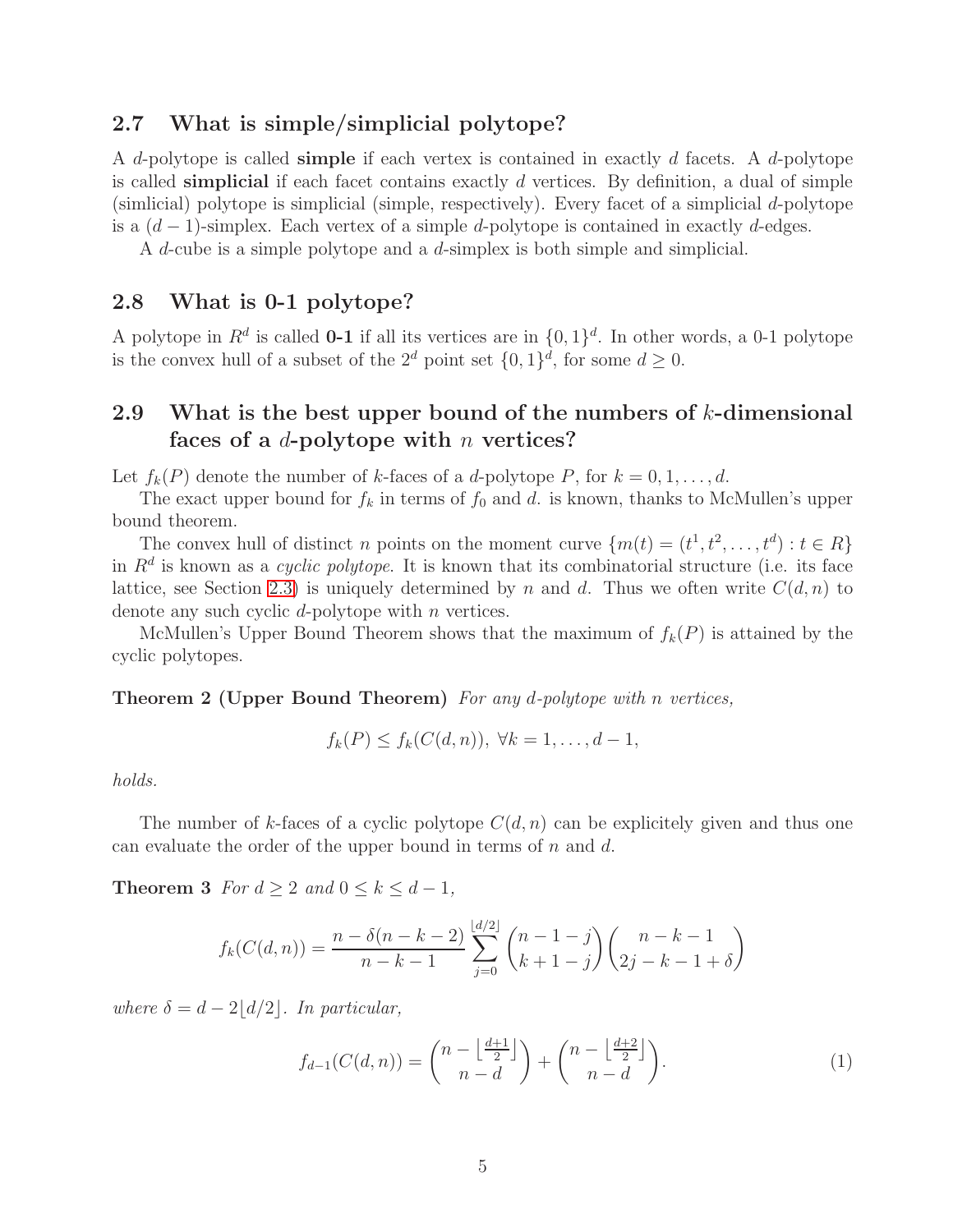## 2.7 What is simple/simplicial polytope?

A $d$-polytope is called **simple** if each vertex is contained in exactly $d$ facets. A $d$-polytope is called **simplicial** if each facet contains exactly $d$ vertices. By definition, a dual of simple (simlicial) polytope is simplicial (simple, respectively). Every facet of a simplicial $d$-polytope is a $(d-1)$-simplex. Each vertex of a simple $d$-polytope is contained in exactly $d$-edges.

A $d$-cube is a simple polytope and a $d$-simplex is both simple and simplicial.

## 2.8 What is 0-1 polytope?

A polytope in $R^d$ is called **0-1** if all its vertices are in $\{0,1\}^d$. In other words, a 0-1 polytope is the convex hull of a subset of the $2^d$ point set $\{0,1\}^d$, for some $d \geq 0$.

## 2.9 What is the best upper bound of the numbers of $k$-dimensional faces of a $d$-polytope with $n$ vertices?

Let $f_k(P)$ denote the number of $k$-faces of a $d$-polytope $P$, for $k = 0, 1, \ldots, d$.

The exact upper bound for $f_k$ in terms of $f_0$ and $d$. is known, thanks to McMullen's upper bound theorem.

The convex hull of distinct $n$ points on the moment curve $\{m(t) = (t^1, t^2, \ldots, t^d) : t \in R\}$ in $R^d$ is known as a *cyclic polytope*. It is known that its combinatorial structure (i.e. its face lattice, see Section 2.3) is uniquely determined by $n$ and $d$. Thus we often write $C(d,n)$ to denote any such cyclic $d$-polytope with $n$ vertices.

McMullen's Upper Bound Theorem shows that the maximum of $f_k(P)$ is attained by the cyclic polytopes.

**Theorem 2 (Upper Bound Theorem)** *For any $d$-polytope with $n$ vertices,*

$$f_k(P) \leq f_k(C(d,n)), \ \forall k = 1, \ldots, d-1,$$

*holds.*

The number of $k$-faces of a cyclic polytope $C(d,n)$ can be explicitely given and thus one can evaluate the order of the upper bound in terms of $n$ and $d$.

**Theorem 3** *For $d \geq 2$ and $0 \leq k \leq d-1$,*

$$f_k(C(d,n)) = \frac{n - \delta(n-k-2)}{n-k-1} \sum_{j=0}^{\lfloor d/2 \rfloor} \binom{n-1-j}{k+1-j} \binom{n-k-1}{2j-k-1+\delta}$$

*where $\delta = d - 2\lfloor d/2 \rfloor$. In particular,*

$$f_{d-1}(C(d,n)) = \binom{n - \lfloor \frac{d+1}{2} \rfloor}{n-d} + \binom{n - \lfloor \frac{d+2}{2} \rfloor}{n-d}. \tag{1}$$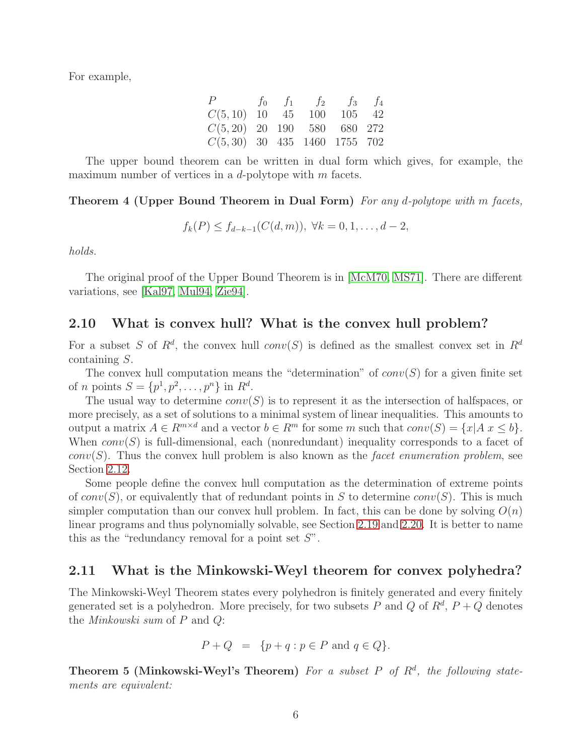For example,

| $P$ | $f_0$ | $f_1$ | $f_2$ | $f_3$ | $f_4$ |
|---|---|---|---|---|---|
| $C(5,10)$ | 10 | 45 | 100 | 105 | 42 |
| $C(5,20)$ | 20 | 190 | 580 | 680 | 272 |
| $C(5,30)$ | 30 | 435 | 1460 | 1755 | 702 |

The upper bound theorem can be written in dual form which gives, for example, the maximum number of vertices in a $d$-polytope with $m$ facets.

**Theorem 4 (Upper Bound Theorem in Dual Form)** *For any $d$-polytope with $m$ facets,*

$$f_k(P) \le f_{d-k-1}(C(d,m)),\ \forall k = 0, 1, \ldots, d-2,$$

*holds.*

The original proof of the Upper Bound Theorem is in [McM70, MS71]. There are different variations, see [Kal97, Mul94, Zie94].

## 2.10 What is convex hull? What is the convex hull problem?

For a subset $S$ of $R^d$, the convex hull $conv(S)$ is defined as the smallest convex set in $R^d$ containing $S$.

The convex hull computation means the "determination" of $conv(S)$ for a given finite set of $n$ points $S = \{p^1, p^2, \ldots, p^n\}$ in $R^d$.

The usual way to determine $conv(S)$ is to represent it as the intersection of halfspaces, or more precisely, as a set of solutions to a minimal system of linear inequalities. This amounts to output a matrix $A \in R^{m\times d}$ and a vector $b \in R^m$ for some $m$ such that $conv(S) = \{x | A\ x \le b\}$. When $conv(S)$ is full-dimensional, each (nonredundant) inequality corresponds to a facet of $conv(S)$. Thus the convex hull problem is also known as the *facet enumeration problem*, see Section 2.12.

Some people define the convex hull computation as the determination of extreme points of $conv(S)$, or equivalently that of redundant points in $S$ to determine $conv(S)$. This is much simpler computation than our convex hull problem. In fact, this can be done by solving $O(n)$ linear programs and thus polynomially solvable, see Section 2.19 and 2.20. It is better to name this as the "redundancy removal for a point set $S$".

## 2.11 What is the Minkowski-Weyl theorem for convex polyhedra?

The Minkowski-Weyl Theorem states every polyhedron is finitely generated and every finitely generated set is a polyhedron. More precisely, for two subsets $P$ and $Q$ of $R^d$, $P + Q$ denotes the *Minkowski sum* of $P$ and $Q$:

$$P + Q \ = \ \{p + q : p \in P \text{ and } q \in Q\}.$$

**Theorem 5 (Minkowski-Weyl's Theorem)** *For a subset $P$ of $R^d$, the following statements are equivalent:*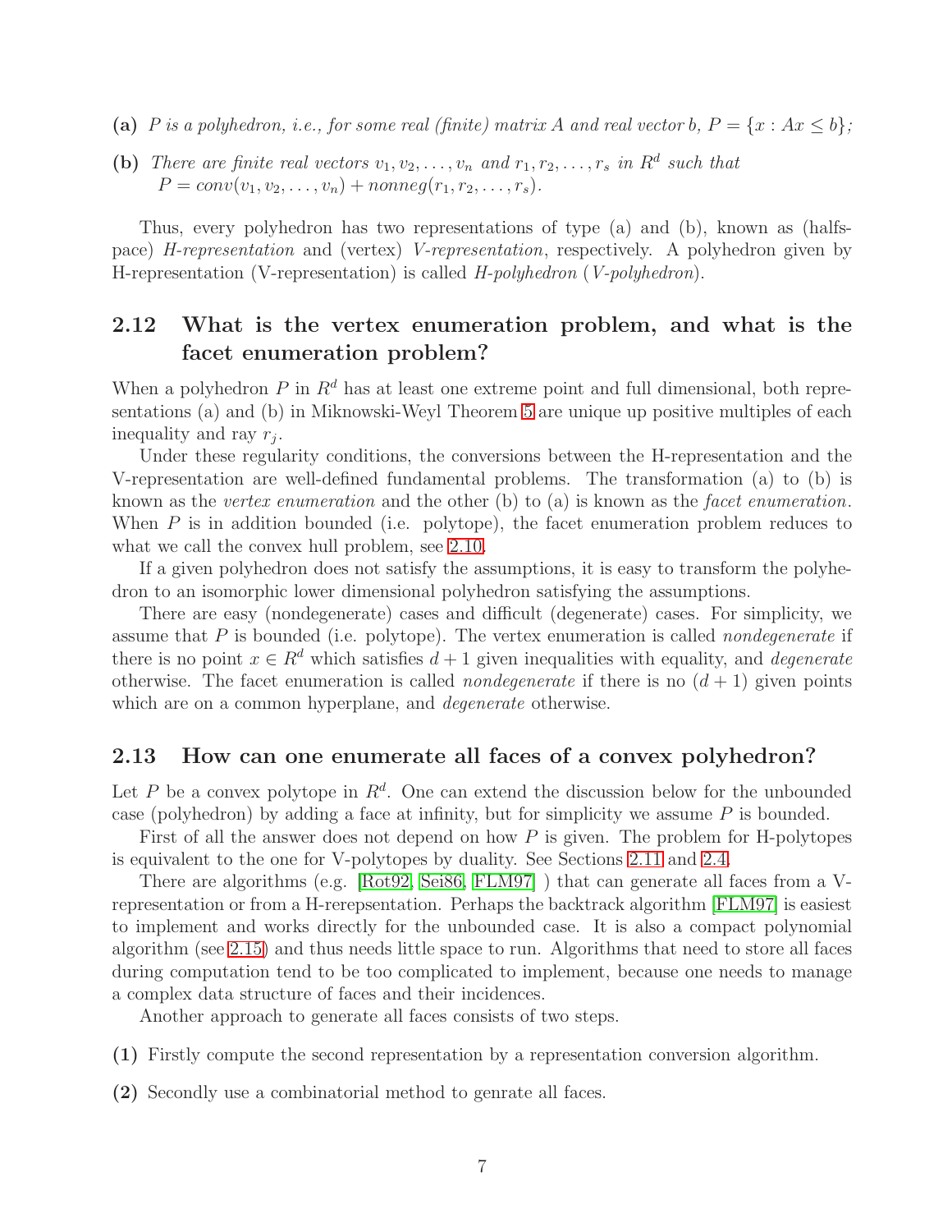**(a)** *P is a polyhedron, i.e., for some real (finite) matrix A and real vector b,* $P = \{x : Ax \leq b\}$*;*

**(b)** *There are finite real vectors* $v_1, v_2, \ldots, v_n$ *and* $r_1, r_2, \ldots, r_s$ *in* $R^d$ *such that* $P = conv(v_1, v_2, \ldots, v_n) + nonneg(r_1, r_2, \ldots, r_s)$.

Thus, every polyhedron has two representations of type (a) and (b), known as (halfspace) *H-representation* and (vertex) *V-representation*, respectively. A polyhedron given by H-representation (V-representation) is called *H-polyhedron* (*V-polyhedron*).

## 2.12 What is the vertex enumeration problem, and what is the facet enumeration problem?

When a polyhedron $P$ in $R^d$ has at least one extreme point and full dimensional, both representations (a) and (b) in Miknowski-Weyl Theorem 5 are unique up positive multiples of each inequality and ray $r_j$.

Under these regularity conditions, the conversions between the H-representation and the V-representation are well-defined fundamental problems. The transformation (a) to (b) is known as the *vertex enumeration* and the other (b) to (a) is known as the *facet enumeration*. When $P$ is in addition bounded (i.e. polytope), the facet enumeration problem reduces to what we call the convex hull problem, see 2.10.

If a given polyhedron does not satisfy the assumptions, it is easy to transform the polyhedron to an isomorphic lower dimensional polyhedron satisfying the assumptions.

There are easy (nondegenerate) cases and difficult (degenerate) cases. For simplicity, we assume that $P$ is bounded (i.e. polytope). The vertex enumeration is called *nondegenerate* if there is no point $x \in R^d$ which satisfies $d + 1$ given inequalities with equality, and *degenerate* otherwise. The facet enumeration is called *nondegenerate* if there is no $(d + 1)$ given points which are on a common hyperplane, and *degenerate* otherwise.

## 2.13 How can one enumerate all faces of a convex polyhedron?

Let $P$ be a convex polytope in $R^d$. One can extend the discussion below for the unbounded case (polyhedron) by adding a face at infinity, but for simplicity we assume $P$ is bounded.

First of all the answer does not depend on how $P$ is given. The problem for H-polytopes is equivalent to the one for V-polytopes by duality. See Sections 2.11 and 2.4.

There are algorithms (e.g. [Rot92, Sei86, FLM97] ) that can generate all faces from a V-representation or from a H-rerepsentation. Perhaps the backtrack algorithm [FLM97] is easiest to implement and works directly for the unbounded case. It is also a compact polynomial algorithm (see 2.15) and thus needs little space to run. Algorithms that need to store all faces during computation tend to be too complicated to implement, because one needs to manage a complex data structure of faces and their incidences.

Another approach to generate all faces consists of two steps.

**(1)** Firstly compute the second representation by a representation conversion algorithm.

**(2)** Secondly use a combinatorial method to genrate all faces.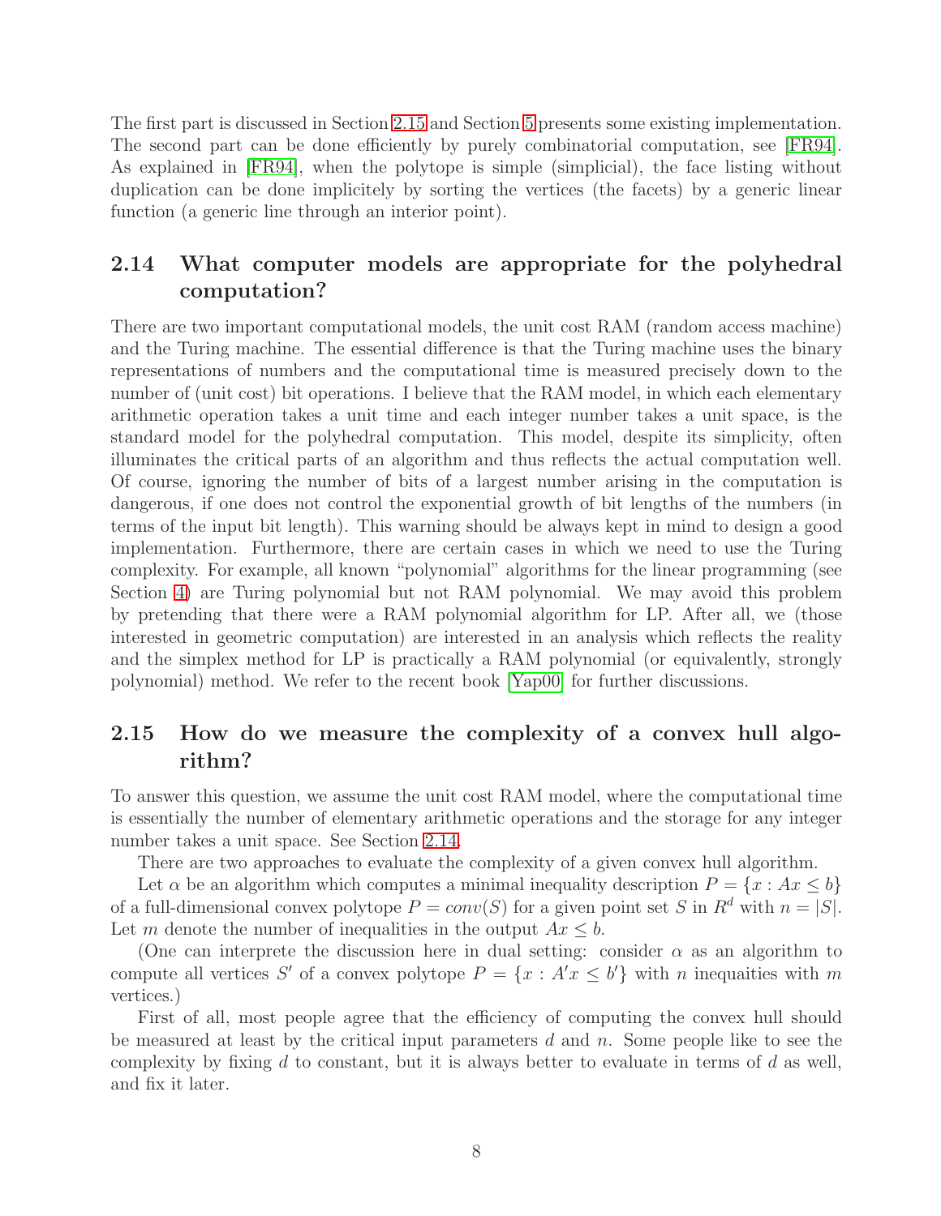The first part is discussed in Section 2.15 and Section 5 presents some existing implementation. The second part can be done efficiently by purely combinatorial computation, see [FR94]. As explained in [FR94], when the polytope is simple (simplicial), the face listing without duplication can be done implicitely by sorting the vertices (the facets) by a generic linear function (a generic line through an interior point).

## 2.14 What computer models are appropriate for the polyhedral computation?

There are two important computational models, the unit cost RAM (random access machine) and the Turing machine. The essential difference is that the Turing machine uses the binary representations of numbers and the computational time is measured precisely down to the number of (unit cost) bit operations. I believe that the RAM model, in which each elementary arithmetic operation takes a unit time and each integer number takes a unit space, is the standard model for the polyhedral computation. This model, despite its simplicity, often illuminates the critical parts of an algorithm and thus reflects the actual computation well. Of course, ignoring the number of bits of a largest number arising in the computation is dangerous, if one does not control the exponential growth of bit lengths of the numbers (in terms of the input bit length). This warning should be always kept in mind to design a good implementation. Furthermore, there are certain cases in which we need to use the Turing complexity. For example, all known "polynomial" algorithms for the linear programming (see Section 4) are Turing polynomial but not RAM polynomial. We may avoid this problem by pretending that there were a RAM polynomial algorithm for LP. After all, we (those interested in geometric computation) are interested in an analysis which reflects the reality and the simplex method for LP is practically a RAM polynomial (or equivalently, strongly polynomial) method. We refer to the recent book [Yap00] for further discussions.

## 2.15 How do we measure the complexity of a convex hull algorithm?

To answer this question, we assume the unit cost RAM model, where the computational time is essentially the number of elementary arithmetic operations and the storage for any integer number takes a unit space. See Section 2.14.

There are two approaches to evaluate the complexity of a given convex hull algorithm.

Let $\alpha$ be an algorithm which computes a minimal inequality description $P = \{x : Ax \le b\}$ of a full-dimensional convex polytope $P = conv(S)$ for a given point set $S$ in $R^d$ with $n = |S|$. Let $m$ denote the number of inequalities in the output $Ax \le b$.

(One can interprete the discussion here in dual setting: consider $\alpha$ as an algorithm to compute all vertices $S'$ of a convex polytope $P = \{x : A'x \le b'\}$ with $n$ inequaities with $m$ vertices.)

First of all, most people agree that the efficiency of computing the convex hull should be measured at least by the critical input parameters $d$ and $n$. Some people like to see the complexity by fixing $d$ to constant, but it is always better to evaluate in terms of $d$ as well, and fix it later.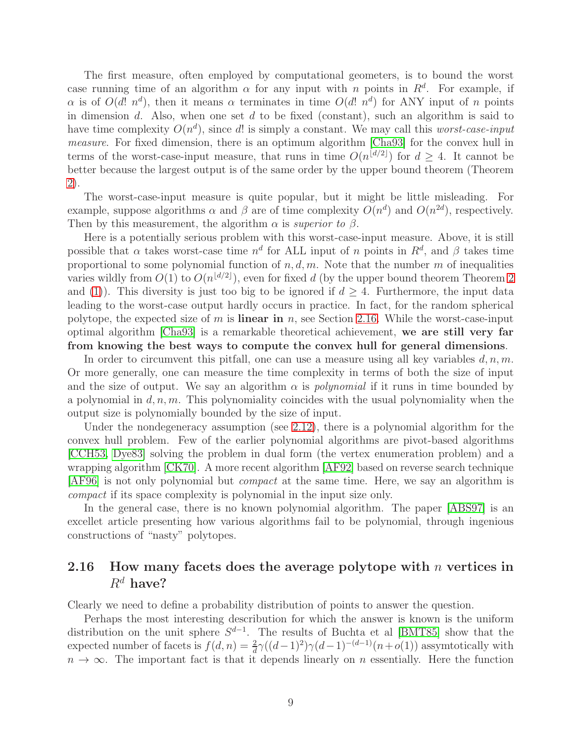The first measure, often employed by computational geometers, is to bound the worst case running time of an algorithm $\alpha$ for any input with $n$ points in $R^d$. For example, if $\alpha$ is of $O(d!\ n^d)$, then it means $\alpha$ terminates in time $O(d!\ n^d)$ for ANY input of $n$ points in dimension $d$. Also, when one set $d$ to be fixed (constant), such an algorithm is said to have time complexity $O(n^d)$, since $d!$ is simply a constant. We may call this *worst-case-input measure*. For fixed dimension, there is an optimum algorithm [Cha93] for the convex hull in terms of the worst-case-input measure, that runs in time $O(n^{\lfloor d/2 \rfloor})$ for $d \geq 4$. It cannot be better because the largest output is of the same order by the upper bound theorem (Theorem 2).

The worst-case-input measure is quite popular, but it might be little misleading. For example, suppose algorithms $\alpha$ and $\beta$ are of time complexity $O(n^d)$ and $O(n^{2d})$, respectively. Then by this measurement, the algorithm $\alpha$ is *superior to* $\beta$.

Here is a potentially serious problem with this worst-case-input measure. Above, it is still possible that $\alpha$ takes worst-case time $n^d$ for ALL input of $n$ points in $R^d$, and $\beta$ takes time proportional to some polynomial function of $n, d, m$. Note that the number $m$ of inequalities varies wildly from $O(1)$ to $O(n^{\lfloor d/2 \rfloor})$, even for fixed $d$ (by the upper bound theorem Theorem 2 and (1)). This diversity is just too big to be ignored if $d \geq 4$. Furthermore, the input data leading to the worst-case output hardly occurs in practice. In fact, for the random spherical polytope, the expected size of $m$ is **linear in** $n$, see Section 2.16. While the worst-case-input optimal algorithm [Cha93] is a remarkable theoretical achievement, **we are still very far from knowing the best ways to compute the convex hull for general dimensions**.

In order to circumvent this pitfall, one can use a measure using all key variables $d, n, m$. Or more generally, one can measure the time complexity in terms of both the size of input and the size of output. We say an algorithm $\alpha$ is *polynomial* if it runs in time bounded by a polynomial in $d, n, m$. This polynomiality coincides with the usual polynomiality when the output size is polynomially bounded by the size of input.

Under the nondegeneracy assumption (see 2.12), there is a polynomial algorithm for the convex hull problem. Few of the earlier polynomial algorithms are pivot-based algorithms [CCH53, Dye83] solving the problem in dual form (the vertex enumeration problem) and a wrapping algorithm [CK70]. A more recent algorithm [AF92] based on reverse search technique [AF96] is not only polynomial but *compact* at the same time. Here, we say an algorithm is *compact* if its space complexity is polynomial in the input size only.

In the general case, there is no known polynomial algorithm. The paper [ABS97] is an excellet article presenting how various algorithms fail to be polynomial, through ingenious constructions of "nasty" polytopes.

## 2.16 How many facets does the average polytope with $n$ vertices in $R^d$ have?

Clearly we need to define a probability distribution of points to answer the question.

Perhaps the most interesting describution for which the answer is known is the uniform distribution on the unit sphere $S^{d-1}$. The results of Buchta et al [BMT85] show that the expected number of facets is $f(d,n) = \frac{2}{d}\gamma((d-1)^2)\gamma(d-1)^{-(d-1)}(n+o(1))$ assymtotically with $n \to \infty$. The important fact is that it depends linearly on $n$ essentially. Here the function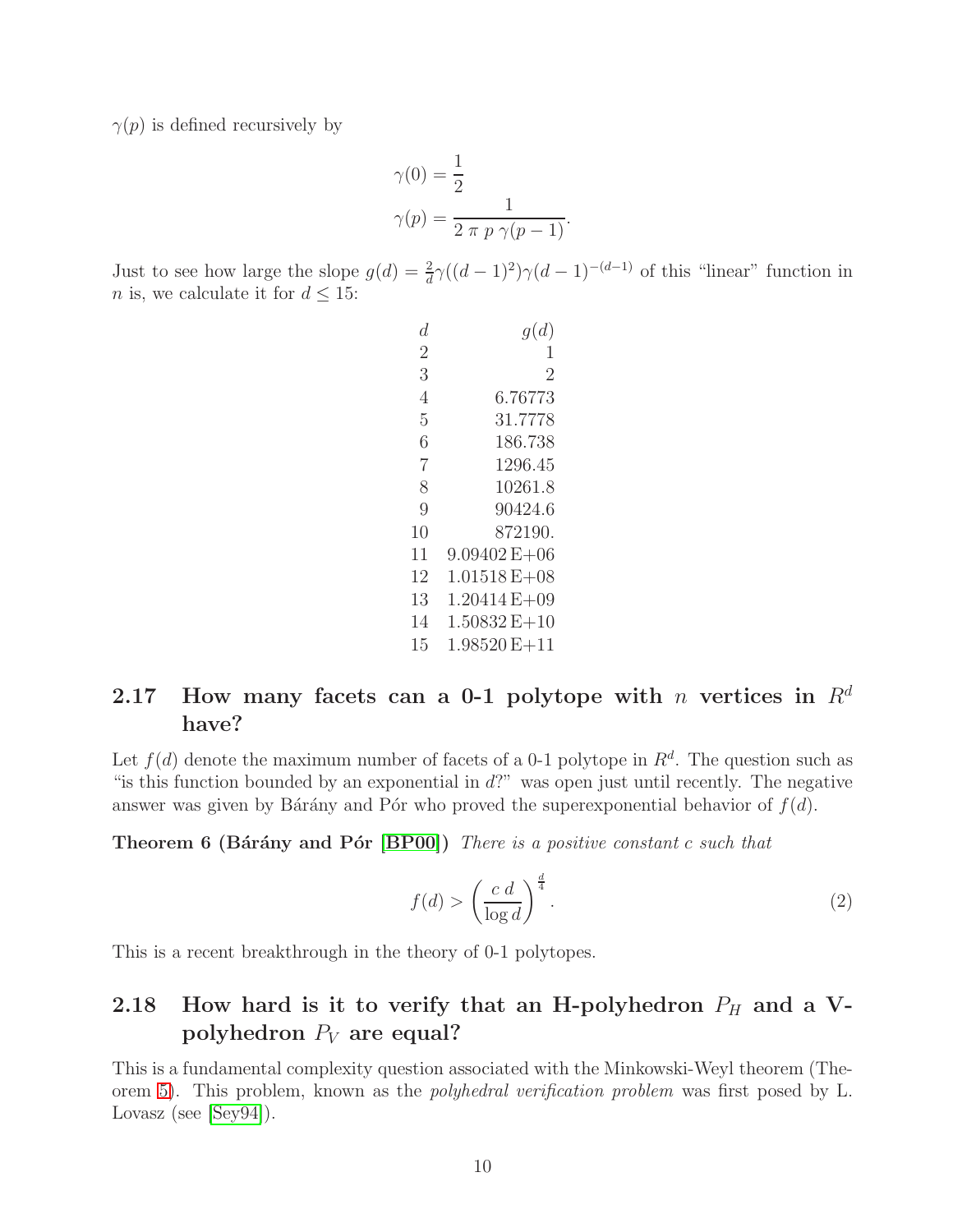$\gamma(p)$ is defined recursively by

$$\gamma(0) = \frac{1}{2}$$
$$\gamma(p) = \frac{1}{2\ \pi\ p\ \gamma(p-1)}.$$

Just to see how large the slope $g(d) = \frac{2}{d}\gamma((d-1)^2)\gamma(d-1)^{-(d-1)}$ of this "linear" function in $n$ is, we calculate it for $d \leq 15$:

| $d$ | $g(d)$ |
|---|---|
| 2 | 1 |
| 3 | 2 |
| 4 | 6.76773 |
| 5 | 31.7778 |
| 6 | 186.738 |
| 7 | 1296.45 |
| 8 | 10261.8 |
| 9 | 90424.6 |
| 10 | 872190. |
| 11 | 9.09402 E+06 |
| 12 | 1.01518 E+08 |
| 13 | 1.20414 E+09 |
| 14 | 1.50832 E+10 |
| 15 | 1.98520 E+11 |

## 2.17 How many facets can a 0-1 polytope with $n$ vertices in $R^d$ have?

Let $f(d)$ denote the maximum number of facets of a 0-1 polytope in $R^d$. The question such as "is this function bounded by an exponential in $d$?" was open just until recently. The negative answer was given by Bárány and Pór who proved the superexponential behavior of $f(d)$.

**Theorem 6 (Bárány and Pór [BP00])** *There is a positive constant c such that*

$$f(d) > \left(\frac{c\ d}{\log d}\right)^{\frac{d}{4}}. \tag{2}$$

This is a recent breakthrough in the theory of 0-1 polytopes.

## 2.18 How hard is it to verify that an H-polyhedron $P_H$ and a V-polyhedron $P_V$ are equal?

This is a fundamental complexity question associated with the Minkowski-Weyl theorem (Theorem 5). This problem, known as the *polyhedral verification problem* was first posed by L. Lovasz (see [Sey94]).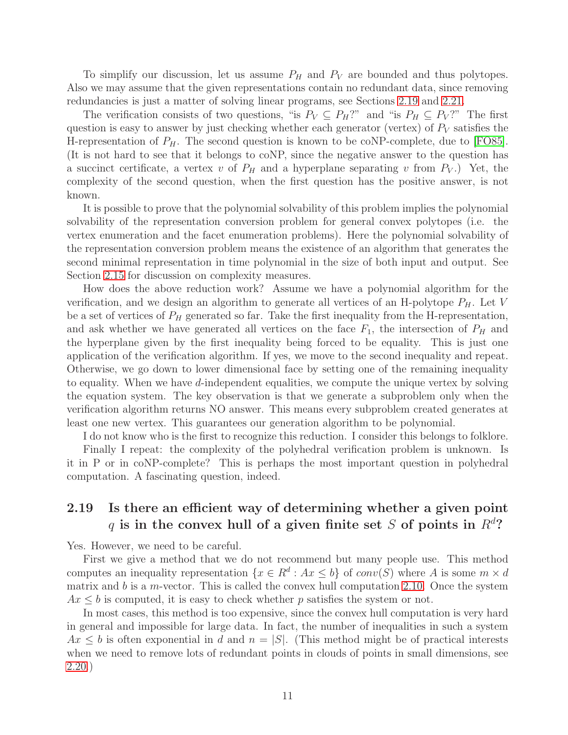To simplify our discussion, let us assume $P_H$ and $P_V$ are bounded and thus polytopes. Also we may assume that the given representations contain no redundant data, since removing redundancies is just a matter of solving linear programs, see Sections 2.19 and 2.21.

The verification consists of two questions, "is $P_V \subseteq P_H$?" and "is $P_H \subseteq P_V$?" The first question is easy to answer by just checking whether each generator (vertex) of $P_V$ satisfies the H-representation of $P_H$. The second question is known to be coNP-complete, due to [FO85]. (It is not hard to see that it belongs to coNP, since the negative answer to the question has a succinct certificate, a vertex $v$ of $P_H$ and a hyperplane separating $v$ from $P_V$.) Yet, the complexity of the second question, when the first question has the positive answer, is not known.

It is possible to prove that the polynomial solvability of this problem implies the polynomial solvability of the representation conversion problem for general convex polytopes (i.e. the vertex enumeration and the facet enumeration problems). Here the polynomial solvability of the representation conversion problem means the existence of an algorithm that generates the second minimal representation in time polynomial in the size of both input and output. See Section 2.15 for discussion on complexity measures.

How does the above reduction work? Assume we have a polynomial algorithm for the verification, and we design an algorithm to generate all vertices of an H-polytope $P_H$. Let $V$ be a set of vertices of $P_H$ generated so far. Take the first inequality from the H-representation, and ask whether we have generated all vertices on the face $F_1$, the intersection of $P_H$ and the hyperplane given by the first inequality being forced to be equality. This is just one application of the verification algorithm. If yes, we move to the second inequality and repeat. Otherwise, we go down to lower dimensional face by setting one of the remaining inequality to equality. When we have $d$-independent equalities, we compute the unique vertex by solving the equation system. The key observation is that we generate a subproblem only when the verification algorithm returns NO answer. This means every subproblem created generates at least one new vertex. This guarantees our generation algorithm to be polynomial.

I do not know who is the first to recognize this reduction. I consider this belongs to folklore.

Finally I repeat: the complexity of the polyhedral verification problem is unknown. Is it in P or in coNP-complete? This is perhaps the most important question in polyhedral computation. A fascinating question, indeed.

## 2.19 Is there an efficient way of determining whether a given point $q$ is in the convex hull of a given finite set $S$ of points in $R^d$?

Yes. However, we need to be careful.

First we give a method that we do not recommend but many people use. This method computes an inequality representation $\{x \in R^d : Ax \leq b\}$ of $conv(S)$ where $A$ is some $m \times d$ matrix and $b$ is a $m$-vector. This is called the convex hull computation 2.10. Once the system $Ax \leq b$ is computed, it is easy to check whether $p$ satisfies the system or not.

In most cases, this method is too expensive, since the convex hull computation is very hard in general and impossible for large data. In fact, the number of inequalities in such a system $Ax \leq b$ is often exponential in $d$ and $n = |S|$. (This method might be of practical interests when we need to remove lots of redundant points in clouds of points in small dimensions, see 2.20.)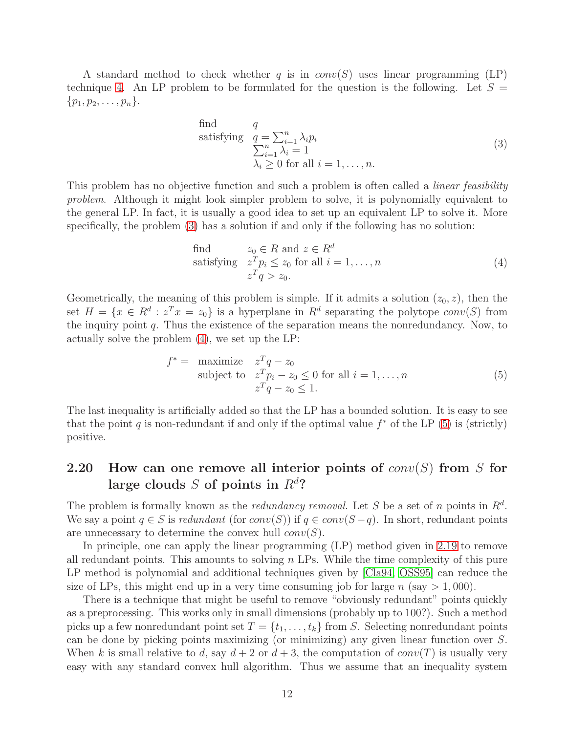A standard method to check whether $q$ is in $conv(S)$ uses linear programming (LP) technique 4. An LP problem to be formulated for the question is the following. Let $S = \{p_1, p_2, \ldots, p_n\}$.

$$
\begin{array}{ll}
\text{find} & q \\
\text{satisfying} & q = \sum_{i=1}^{n} \lambda_i p_i \\
& \sum_{i=1}^{n} \lambda_i = 1 \\
& \lambda_i \geq 0 \text{ for all } i = 1, \ldots, n.
\end{array}
\tag{3}
$$

This problem has no objective function and such a problem is often called a *linear feasibility problem*. Although it might look simpler problem to solve, it is polynomially equivalent to the general LP. In fact, it is usually a good idea to set up an equivalent LP to solve it. More specifically, the problem (3) has a solution if and only if the following has no solution:

$$
\begin{array}{ll}
\text{find} & z_0 \in R \text{ and } z \in R^d \\
\text{satisfying} & z^T p_i \leq z_0 \text{ for all } i = 1, \ldots, n \\
& z^T q > z_0.
\end{array}
\tag{4}
$$

Geometrically, the meaning of this problem is simple. If it admits a solution $(z_0, z)$, then the set $H = \{x \in R^d : z^T x = z_0\}$ is a hyperplane in $R^d$ separating the polytope $conv(S)$ from the inquiry point $q$. Thus the existence of the separation means the nonredundancy. Now, to actually solve the problem (4), we set up the LP:

$$
\begin{array}{lll}
f^* = & \text{maximize} & z^T q - z_0 \\
& \text{subject to} & z^T p_i - z_0 \leq 0 \text{ for all } i = 1, \ldots, n \\
& & z^T q - z_0 \leq 1.
\end{array}
\tag{5}
$$

The last inequality is artificially added so that the LP has a bounded solution. It is easy to see that the point $q$ is non-redundant if and only if the optimal value $f^*$ of the LP (5) is (strictly) positive.

## 2.20 How can one remove all interior points of $conv(S)$ from $S$ for large clouds $S$ of points in $R^d$?

The problem is formally known as the *redundancy removal*. Let $S$ be a set of $n$ points in $R^d$. We say a point $q \in S$ is *redundant* (for $conv(S)$) if $q \in conv(S - q)$. In short, redundant points are unnecessary to determine the convex hull $conv(S)$.

In principle, one can apply the linear programming (LP) method given in 2.19 to remove all redundant points. This amounts to solving $n$ LPs. While the time complexity of this pure LP method is polynomial and additional techniques given by [Cla94, OSS95] can reduce the size of LPs, this might end up in a very time consuming job for large $n$ (say $> 1,000$).

There is a technique that might be useful to remove "obviously redundant" points quickly as a preprocessing. This works only in small dimensions (probably up to 100?). Such a method picks up a few nonredundant point set $T = \{t_1, \ldots, t_k\}$ from $S$. Selecting nonredundant points can be done by picking points maximizing (or minimizing) any given linear function over $S$. When $k$ is small relative to $d$, say $d + 2$ or $d + 3$, the computation of $conv(T)$ is usually very easy with any standard convex hull algorithm. Thus we assume that an inequality system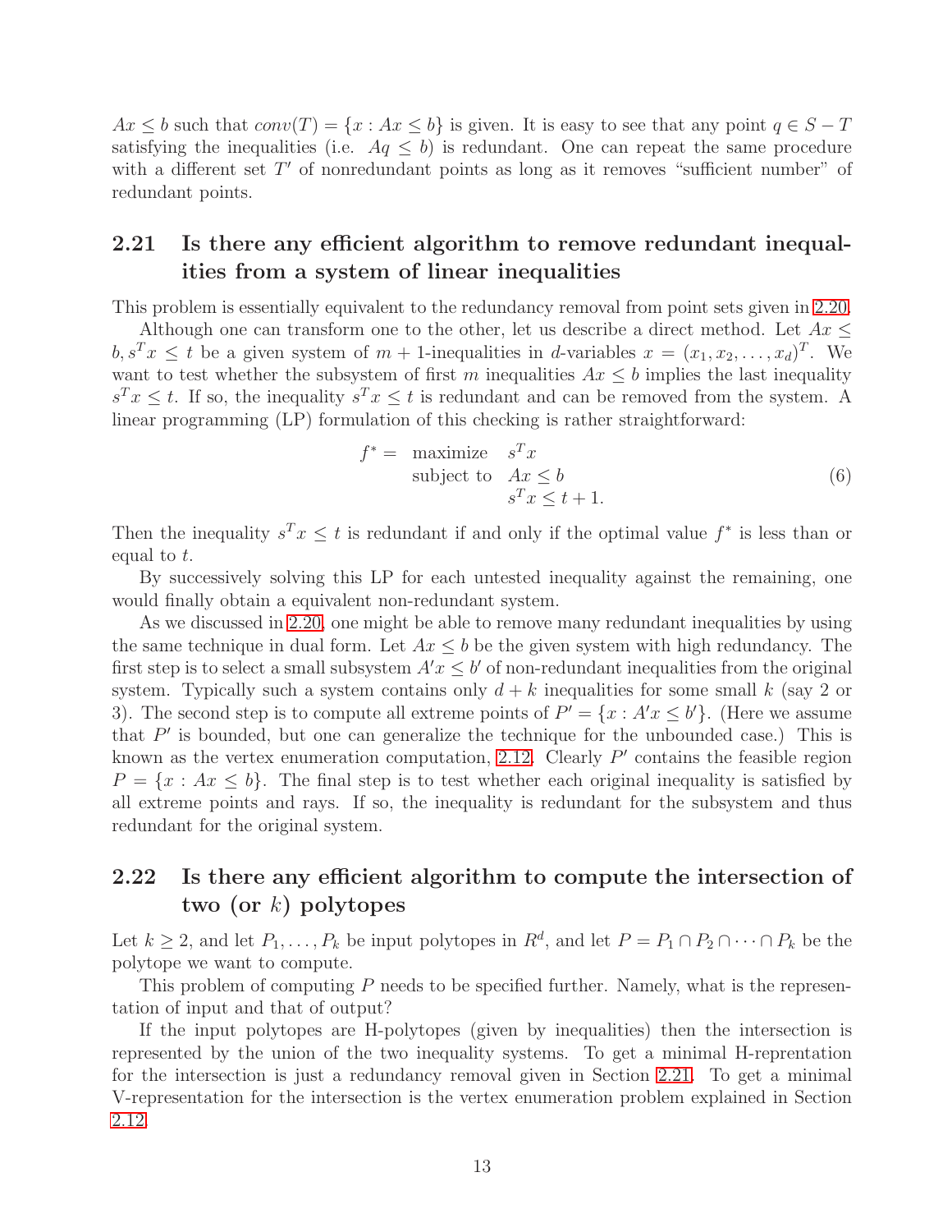$Ax \leq b$ such that $conv(T) = \{x : Ax \leq b\}$ is given. It is easy to see that any point $q \in S - T$ satisfying the inequalities (i.e. $Aq \leq b$) is redundant. One can repeat the same procedure with a different set $T'$ of nonredundant points as long as it removes "sufficient number" of redundant points.

## 2.21 Is there any efficient algorithm to remove redundant inequalities from a system of linear inequalities

This problem is essentially equivalent to the redundancy removal from point sets given in 2.20.

Although one can transform one to the other, let us describe a direct method. Let $Ax \leq b, s^T x \leq t$ be a given system of $m+1$-inequalities in $d$-variables $x = (x_1, x_2, \ldots, x_d)^T$. We want to test whether the subsystem of first $m$ inequalities $Ax \leq b$ implies the last inequality $s^T x \leq t$. If so, the inequality $s^T x \leq t$ is redundant and can be removed from the system. A linear programming (LP) formulation of this checking is rather straightforward:

$$
\begin{array}{rll}
f^* = & \text{maximize} & s^T x \\
& \text{subject to} & Ax \leq b \\
& & s^T x \leq t + 1.
\end{array} \tag{6}
$$

Then the inequality $s^T x \leq t$ is redundant if and only if the optimal value $f^*$ is less than or equal to $t$.

By successively solving this LP for each untested inequality against the remaining, one would finally obtain a equivalent non-redundant system.

As we discussed in 2.20, one might be able to remove many redundant inequalities by using the same technique in dual form. Let $Ax \leq b$ be the given system with high redundancy. The first step is to select a small subsystem $A'x \leq b'$ of non-redundant inequalities from the original system. Typically such a system contains only $d + k$ inequalities for some small $k$ (say 2 or 3). The second step is to compute all extreme points of $P' = \{x : A'x \leq b'\}$. (Here we assume that $P'$ is bounded, but one can generalize the technique for the unbounded case.) This is known as the vertex enumeration computation, 2.12. Clearly $P'$ contains the feasible region $P = \{x : Ax \leq b\}$. The final step is to test whether each original inequality is satisfied by all extreme points and rays. If so, the inequality is redundant for the subsystem and thus redundant for the original system.

## 2.22 Is there any efficient algorithm to compute the intersection of two (or $k$) polytopes

Let $k \geq 2$, and let $P_1, \ldots, P_k$ be input polytopes in $R^d$, and let $P = P_1 \cap P_2 \cap \cdots \cap P_k$ be the polytope we want to compute.

This problem of computing $P$ needs to be specified further. Namely, what is the representation of input and that of output?

If the input polytopes are H-polytopes (given by inequalities) then the intersection is represented by the union of the two inequality systems. To get a minimal H-reprentation for the intersection is just a redundancy removal given in Section 2.21. To get a minimal V-representation for the intersection is the vertex enumeration problem explained in Section 2.12.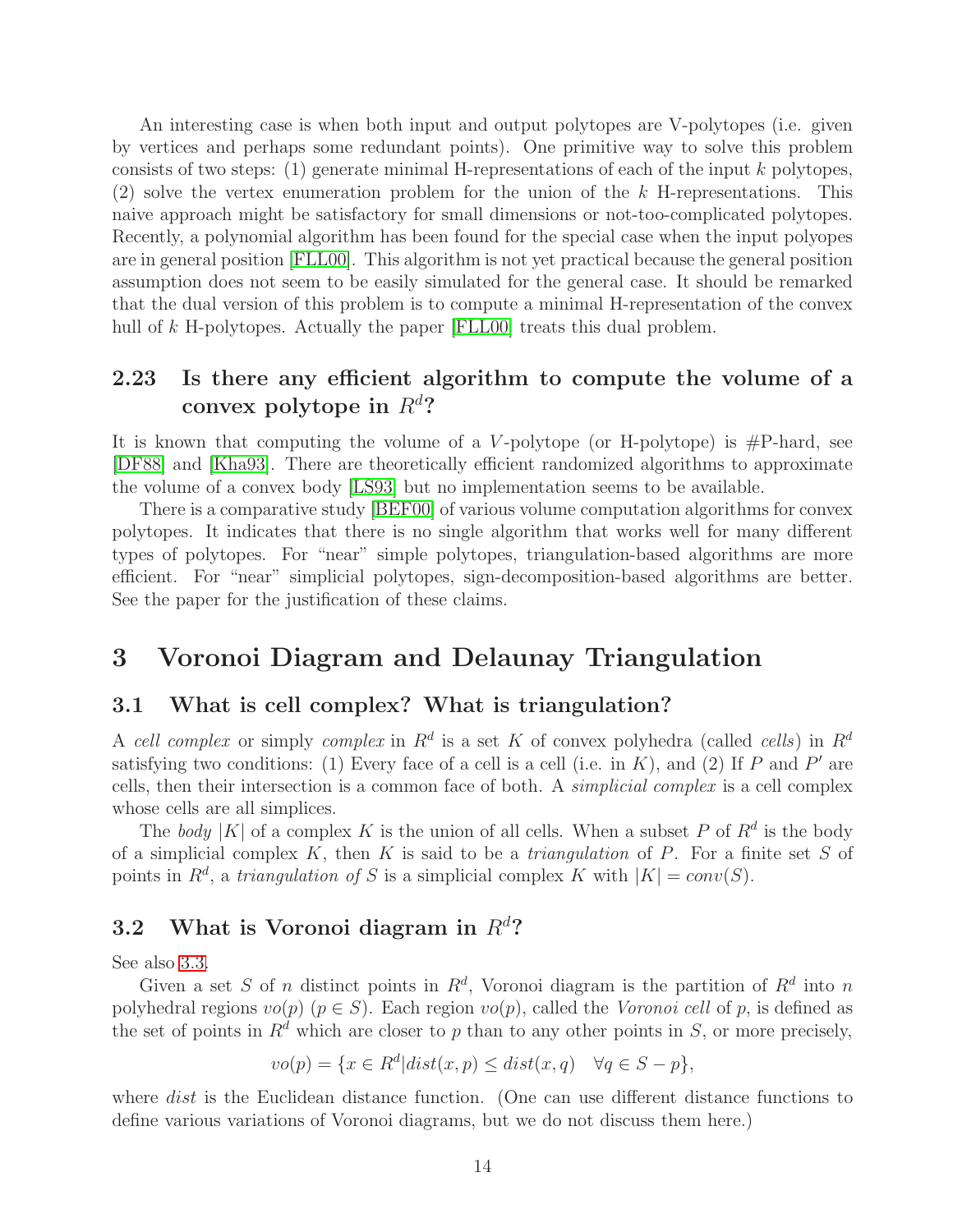An interesting case is when both input and output polytopes are V-polytopes (i.e. given by vertices and perhaps some redundant points). One primitive way to solve this problem consists of two steps: (1) generate minimal H-representations of each of the input $k$ polytopes, (2) solve the vertex enumeration problem for the union of the $k$ H-representations. This naive approach might be satisfactory for small dimensions or not-too-complicated polytopes. Recently, a polynomial algorithm has been found for the special case when the input polyopes are in general position [FLL00]. This algorithm is not yet practical because the general position assumption does not seem to be easily simulated for the general case. It should be remarked that the dual version of this problem is to compute a minimal H-representation of the convex hull of $k$ H-polytopes. Actually the paper [FLL00] treats this dual problem.

### 2.23 Is there any efficient algorithm to compute the volume of a convex polytope in $R^d$?

It is known that computing the volume of a $V$-polytope (or H-polytope) is #P-hard, see [DF88] and [Kha93]. There are theoretically efficient randomized algorithms to approximate the volume of a convex body [LS93] but no implementation seems to be available.

There is a comparative study [BEF00] of various volume computation algorithms for convex polytopes. It indicates that there is no single algorithm that works well for many different types of polytopes. For "near" simple polytopes, triangulation-based algorithms are more efficient. For "near" simplicial polytopes, sign-decomposition-based algorithms are better. See the paper for the justification of these claims.

## 3 Voronoi Diagram and Delaunay Triangulation

### 3.1 What is cell complex? What is triangulation?

A *cell complex* or simply *complex* in $R^d$ is a set $K$ of convex polyhedra (called *cells*) in $R^d$ satisfying two conditions: (1) Every face of a cell is a cell (i.e. in $K$), and (2) If $P$ and $P'$ are cells, then their intersection is a common face of both. A *simplicial complex* is a cell complex whose cells are all simplices.

The *body* $|K|$ of a complex $K$ is the union of all cells. When a subset $P$ of $R^d$ is the body of a simplicial complex $K$, then $K$ is said to be a *triangulation* of $P$. For a finite set $S$ of points in $R^d$, a *triangulation of* $S$ is a simplicial complex $K$ with $|K| = conv(S)$.

### 3.2 What is Voronoi diagram in $R^d$?

See also 3.3.

Given a set $S$ of $n$ distinct points in $R^d$, Voronoi diagram is the partition of $R^d$ into $n$ polyhedral regions $vo(p)$ ($p \in S$). Each region $vo(p)$, called the *Voronoi cell* of $p$, is defined as the set of points in $R^d$ which are closer to $p$ than to any other points in $S$, or more precisely,

$$vo(p) = \{x \in R^d | dist(x, p) \leq dist(x, q) \quad \forall q \in S - p\},$$

where *dist* is the Euclidean distance function. (One can use different distance functions to define various variations of Voronoi diagrams, but we do not discuss them here.)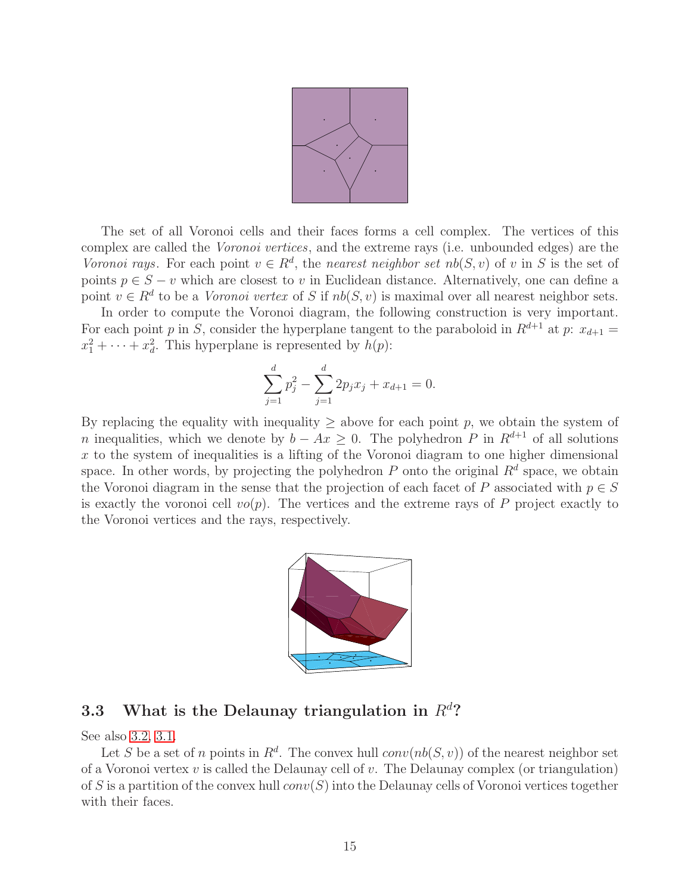The set of all Voronoi cells and their faces forms a cell complex. The vertices of this complex are called the *Voronoi vertices*, and the extreme rays (i.e. unbounded edges) are the *Voronoi rays*. For each point $v \in R^d$, the *nearest neighbor set* $nb(S, v)$ of $v$ in $S$ is the set of points $p \in S - v$ which are closest to $v$ in Euclidean distance. Alternatively, one can define a point $v \in R^d$ to be a *Voronoi vertex* of $S$ if $nb(S, v)$ is maximal over all nearest neighbor sets.

In order to compute the Voronoi diagram, the following construction is very important. For each point $p$ in $S$, consider the hyperplane tangent to the paraboloid in $R^{d+1}$ at $p$: $x_{d+1} = x_1^2 + \cdots + x_d^2$. This hyperplane is represented by $h(p)$:

$$\sum_{j=1}^{d} p_j^2 - \sum_{j=1}^{d} 2p_j x_j + x_{d+1} = 0.$$

By replacing the equality with inequality $\geq$ above for each point $p$, we obtain the system of $n$ inequalities, which we denote by $b - Ax \geq 0$. The polyhedron $P$ in $R^{d+1}$ of all solutions $x$ to the system of inequalities is a lifting of the Voronoi diagram to one higher dimensional space. In other words, by projecting the polyhedron $P$ onto the original $R^d$ space, we obtain the Voronoi diagram in the sense that the projection of each facet of $P$ associated with $p \in S$ is exactly the voronoi cell $vo(p)$. The vertices and the extreme rays of $P$ project exactly to the Voronoi vertices and the rays, respectively.

## 3.3 What is the Delaunay triangulation in $R^d$?

See also 3.2, 3.1.

Let $S$ be a set of $n$ points in $R^d$. The convex hull $conv(nb(S, v))$ of the nearest neighbor set of a Voronoi vertex $v$ is called the Delaunay cell of $v$. The Delaunay complex (or triangulation) of $S$ is a partition of the convex hull $conv(S)$ into the Delaunay cells of Voronoi vertices together with their faces.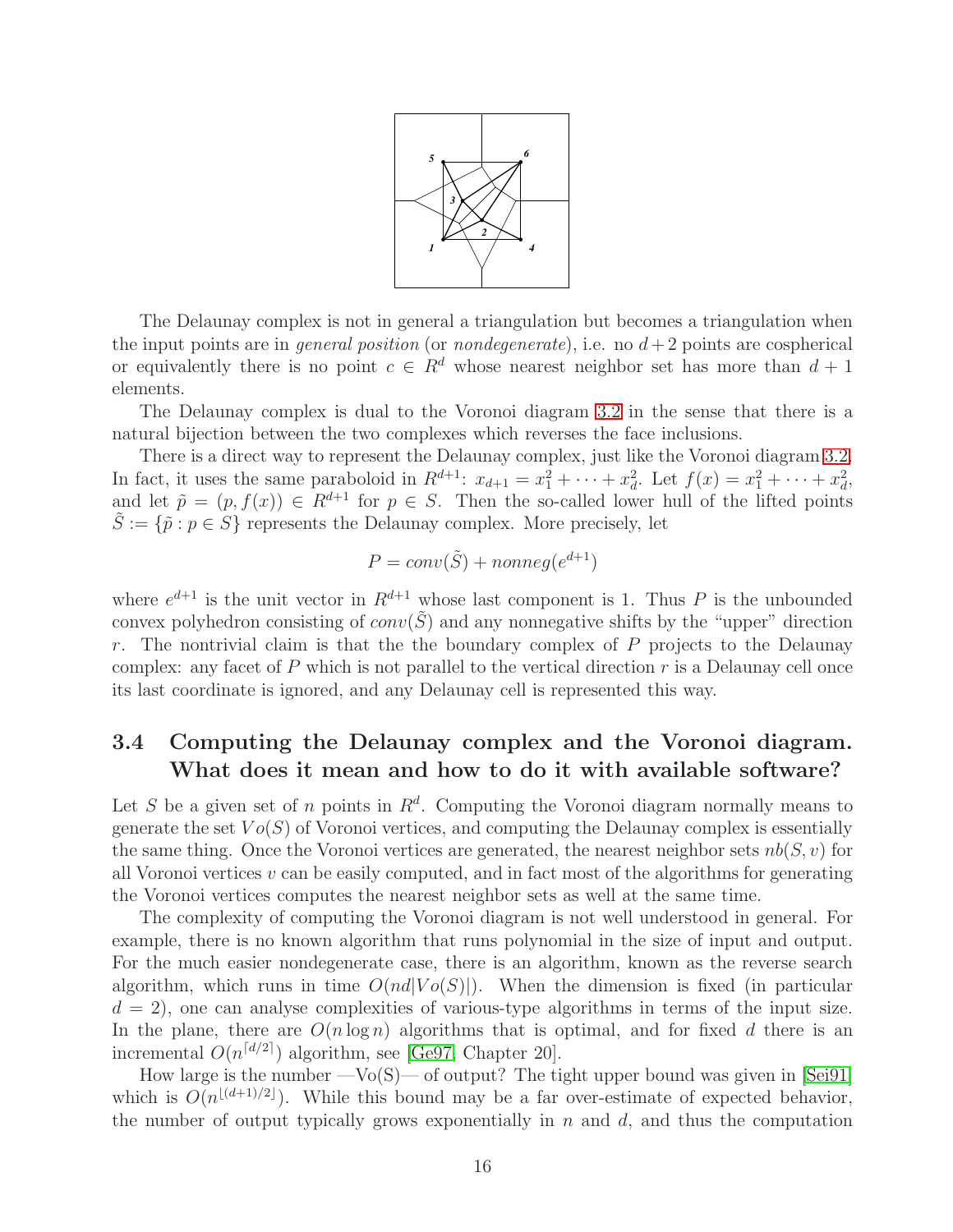The Delaunay complex is not in general a triangulation but becomes a triangulation when the input points are in *general position* (or *nondegenerate*), i.e. no $d+2$ points are cospherical or equivalently there is no point $c \in R^d$ whose nearest neighbor set has more than $d+1$ elements.

The Delaunay complex is dual to the Voronoi diagram 3.2 in the sense that there is a natural bijection between the two complexes which reverses the face inclusions.

There is a direct way to represent the Delaunay complex, just like the Voronoi diagram 3.2. In fact, it uses the same paraboloid in $R^{d+1}$: $x_{d+1} = x_1^2 + \cdots + x_d^2$. Let $f(x) = x_1^2 + \cdots + x_d^2$, and let $\tilde{p} = (p, f(x)) \in R^{d+1}$ for $p \in S$. Then the so-called lower hull of the lifted points $\tilde{S} := \{\tilde{p} : p \in S\}$ represents the Delaunay complex. More precisely, let

$$P = conv(\tilde{S}) + nonneg(e^{d+1})$$

where $e^{d+1}$ is the unit vector in $R^{d+1}$ whose last component is 1. Thus $P$ is the unbounded convex polyhedron consisting of $conv(\tilde{S})$ and any nonnegative shifts by the "upper" direction $r$. The nontrivial claim is that the the boundary complex of $P$ projects to the Delaunay complex: any facet of $P$ which is not parallel to the vertical direction $r$ is a Delaunay cell once its last coordinate is ignored, and any Delaunay cell is represented this way.

## 3.4 Computing the Delaunay complex and the Voronoi diagram. What does it mean and how to do it with available software?

Let $S$ be a given set of $n$ points in $R^d$. Computing the Voronoi diagram normally means to generate the set $Vo(S)$ of Voronoi vertices, and computing the Delaunay complex is essentially the same thing. Once the Voronoi vertices are generated, the nearest neighbor sets $nb(S, v)$ for all Voronoi vertices $v$ can be easily computed, and in fact most of the algorithms for generating the Voronoi vertices computes the nearest neighbor sets as well at the same time.

The complexity of computing the Voronoi diagram is not well understood in general. For example, there is no known algorithm that runs polynomial in the size of input and output. For the much easier nondegenerate case, there is an algorithm, known as the reverse search algorithm, which runs in time $O(nd|Vo(S)|)$. When the dimension is fixed (in particular $d = 2$), one can analyse complexities of various-type algorithms in terms of the input size. In the plane, there are $O(n \log n)$ algorithms that is optimal, and for fixed $d$ there is an incremental $O(n^{\lceil d/2 \rceil})$ algorithm, see [Ge97, Chapter 20].

How large is the number —Vo(S)— of output? The tight upper bound was given in [Sei91] which is $O(n^{\lfloor (d+1)/2 \rfloor})$. While this bound may be a far over-estimate of expected behavior, the number of output typically grows exponentially in $n$ and $d$, and thus the computation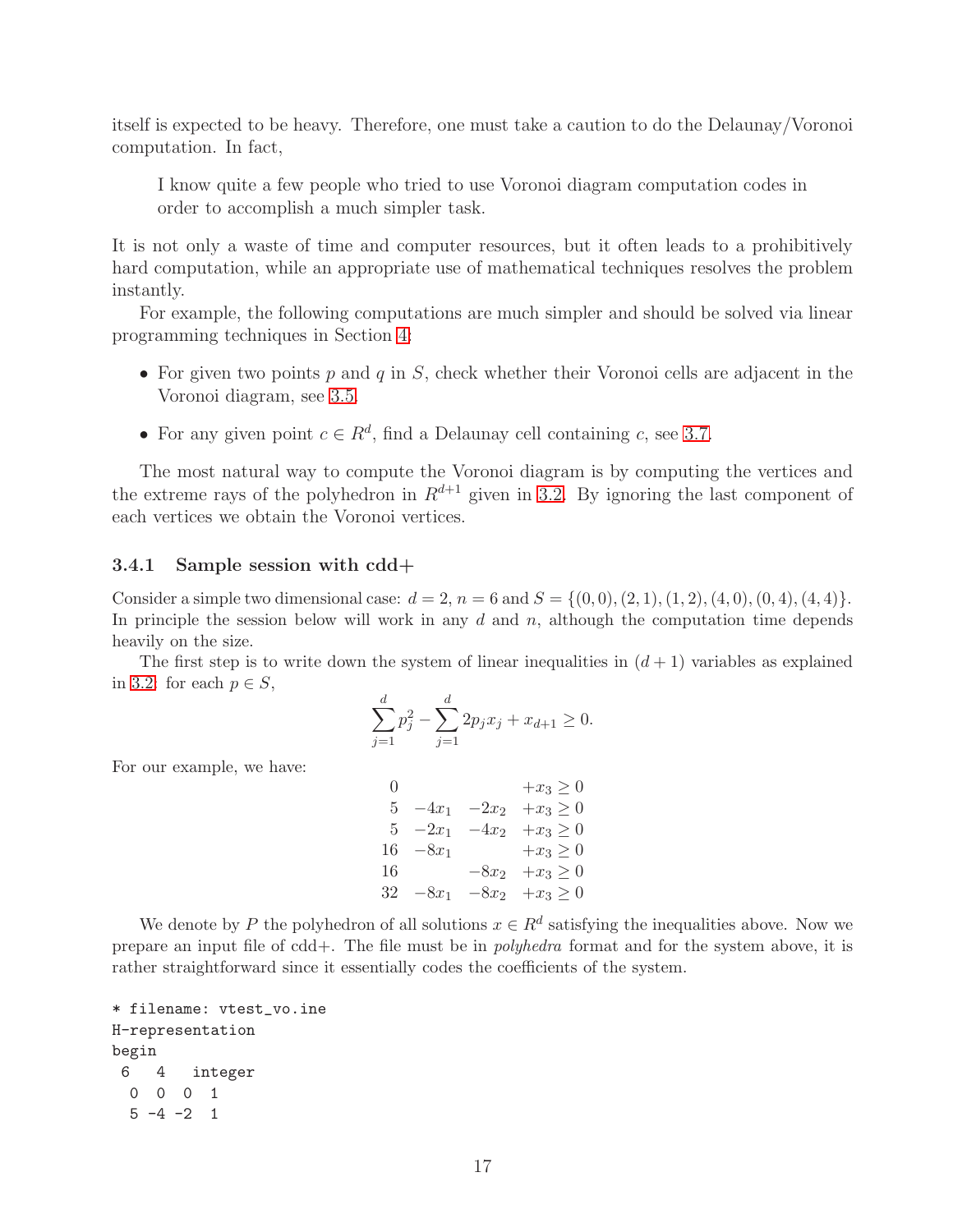itself is expected to be heavy. Therefore, one must take a caution to do the Delaunay/Voronoi computation. In fact,

> I know quite a few people who tried to use Voronoi diagram computation codes in order to accomplish a much simpler task.

It is not only a waste of time and computer resources, but it often leads to a prohibitively hard computation, while an appropriate use of mathematical techniques resolves the problem instantly.

For example, the following computations are much simpler and should be solved via linear programming techniques in Section 4:

- For given two points $p$ and $q$ in $S$, check whether their Voronoi cells are adjacent in the Voronoi diagram, see 3.5.
- For any given point $c \in R^d$, find a Delaunay cell containing $c$, see 3.7.

The most natural way to compute the Voronoi diagram is by computing the vertices and the extreme rays of the polyhedron in $R^{d+1}$ given in 3.2. By ignoring the last component of each vertices we obtain the Voronoi vertices.

### 3.4.1 Sample session with cdd+

Consider a simple two dimensional case: $d = 2$, $n = 6$ and $S = \{(0,0),(2,1),(1,2),(4,0),(0,4),(4,4)\}$. In principle the session below will work in any $d$ and $n$, although the computation time depends heavily on the size.

The first step is to write down the system of linear inequalities in $(d+1)$ variables as explained in 3.2: for each $p \in S$,

$$\sum_{j=1}^{d} p_j^2 - \sum_{j=1}^{d} 2p_j x_j + x_{d+1} \geq 0.$$

For our example, we have:

$$\begin{array}{rrrr}
0 & & & +x_3 \geq 0 \\
5 & -4x_1 & -2x_2 & +x_3 \geq 0 \\
5 & -2x_1 & -4x_2 & +x_3 \geq 0 \\
16 & -8x_1 & & +x_3 \geq 0 \\
16 & & -8x_2 & +x_3 \geq 0 \\
32 & -8x_1 & -8x_2 & +x_3 \geq 0
\end{array}$$

We denote by $P$ the polyhedron of all solutions $x \in R^d$ satisfying the inequalities above. Now we prepare an input file of cdd+. The file must be in *polyhedra* format and for the system above, it is rather straightforward since it essentially codes the coefficients of the system.

```
* filename: vtest_vo.ine
H-representation
begin
 6   4   integer
  0  0  0  1
  5 -4 -2  1
```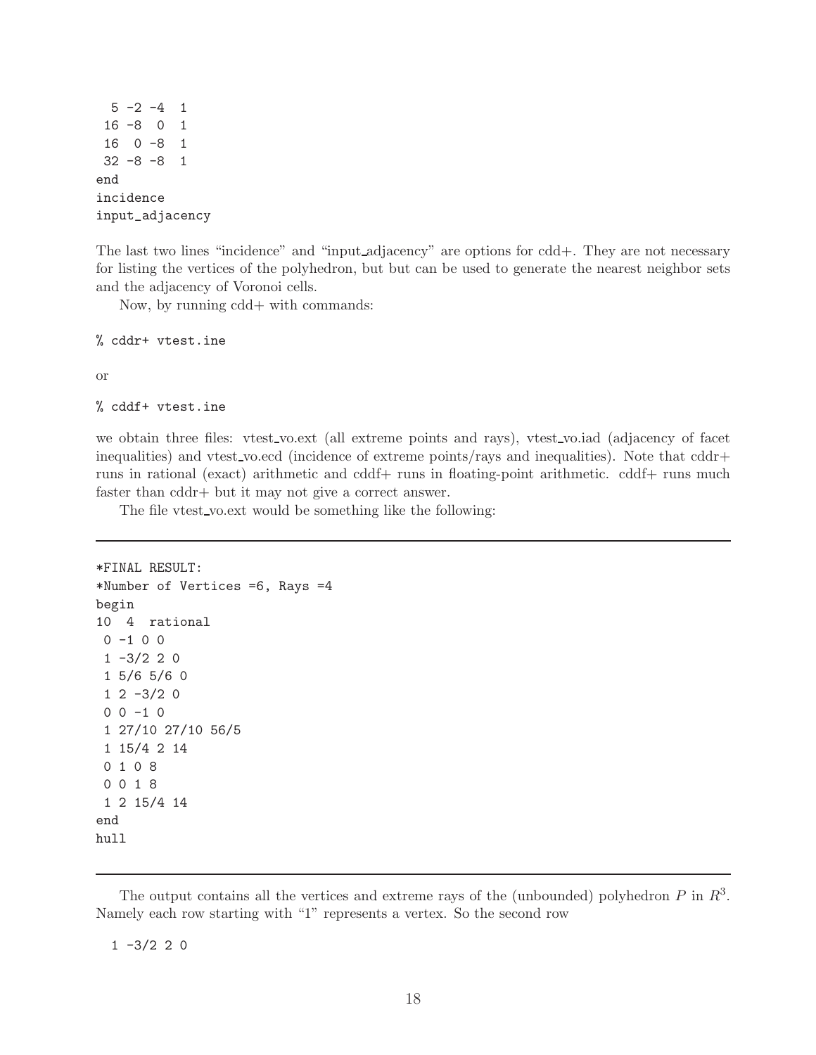```
  5 -2 -4  1
 16 -8  0  1
 16  0 -8  1
 32 -8 -8  1
end
incidence
input_adjacency
```

The last two lines "incidence" and "input_adjacency" are options for cdd+. They are not necessary for listing the vertices of the polyhedron, but but can be used to generate the nearest neighbor sets and the adjacency of Voronoi cells.

Now, by running cdd+ with commands:

```
% cddr+ vtest.ine
```

or

```
% cddf+ vtest.ine
```

we obtain three files: vtest_vo.ext (all extreme points and rays), vtest_vo.iad (adjacency of facet inequalities) and vtest_vo.ecd (incidence of extreme points/rays and inequalities). Note that cddr+ runs in rational (exact) arithmetic and cddf+ runs in floating-point arithmetic. cddf+ runs much faster than cddr+ but it may not give a correct answer.

The file vtest_vo.ext would be something like the following:

---

```
*FINAL RESULT:
*Number of Vertices =6, Rays =4
begin
10  4  rational
 0 -1 0 0
 1 -3/2 2 0
 1 5/6 5/6 0
 1 2 -3/2 0
 0 0 -1 0
 1 27/10 27/10 56/5
 1 15/4 2 14
 0 1 0 8
 0 0 1 8
 1 2 15/4 14
end
hull
```

---

The output contains all the vertices and extreme rays of the (unbounded) polyhedron $P$ in $R^3$. Namely each row starting with "1" represents a vertex. So the second row

```
 1 -3/2 2 0
```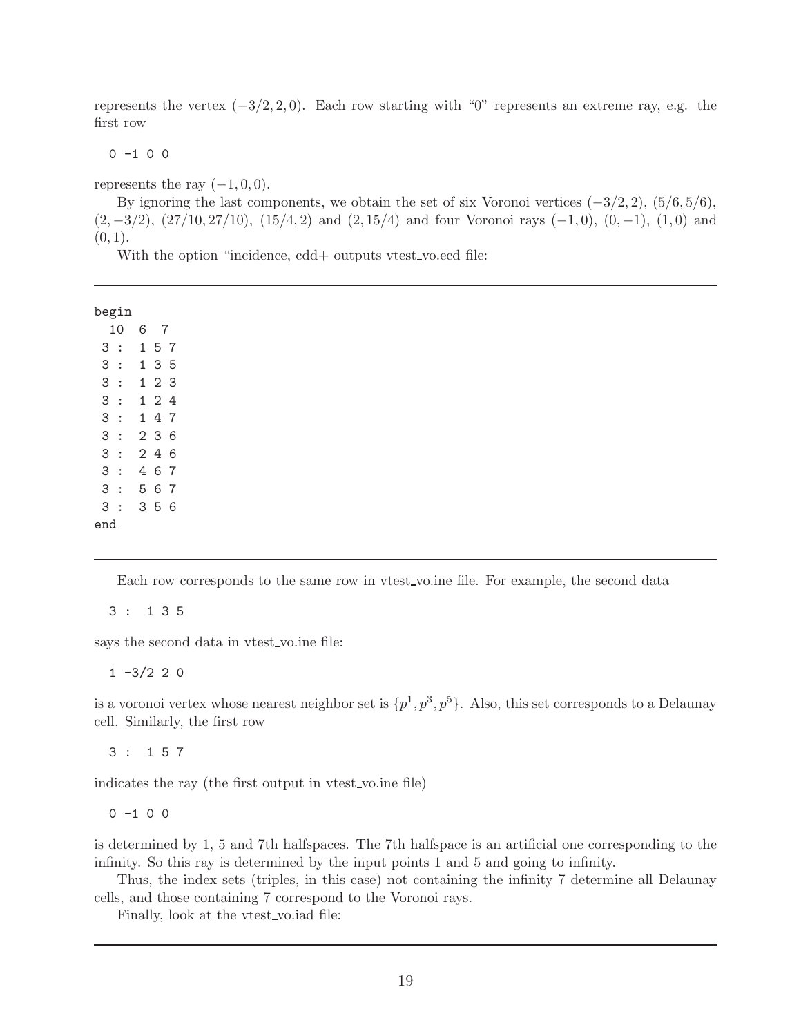represents the vertex $(-3/2, 2, 0)$. Each row starting with "0" represents an extreme ray, e.g. the first row

```
0 -1 0 0
```

represents the ray $(-1, 0, 0)$.

By ignoring the last components, we obtain the set of six Voronoi vertices $(-3/2, 2)$, $(5/6, 5/6)$, $(2, -3/2)$, $(27/10, 27/10)$, $(15/4, 2)$ and $(2, 15/4)$ and four Voronoi rays $(-1, 0)$, $(0, -1)$, $(1, 0)$ and $(0, 1)$.

With the option "incidence, cdd+ outputs vtest_vo.ecd file:

---

```
begin
  10  6  7
 3 :  1 5 7
 3 :  1 3 5
 3 :  1 2 3
 3 :  1 2 4
 3 :  1 4 7
 3 :  2 3 6
 3 :  2 4 6
 3 :  4 6 7
 3 :  5 6 7
 3 :  3 5 6
end
```

---

Each row corresponds to the same row in vtest_vo.ine file. For example, the second data

```
3 :  1 3 5
```

says the second data in vtest_vo.ine file:

```
1 -3/2 2 0
```

is a voronoi vertex whose nearest neighbor set is $\{p^1, p^3, p^5\}$. Also, this set corresponds to a Delaunay cell. Similarly, the first row

```
3 :  1 5 7
```

indicates the ray (the first output in vtest_vo.ine file)

```
0 -1 0 0
```

is determined by 1, 5 and 7th halfspaces. The 7th halfspace is an artificial one corresponding to the infinity. So this ray is determined by the input points 1 and 5 and going to infinity.

Thus, the index sets (triples, in this case) not containing the infinity 7 determine all Delaunay cells, and those containing 7 correspond to the Voronoi rays.

Finally, look at the vtest_vo.iad file:

---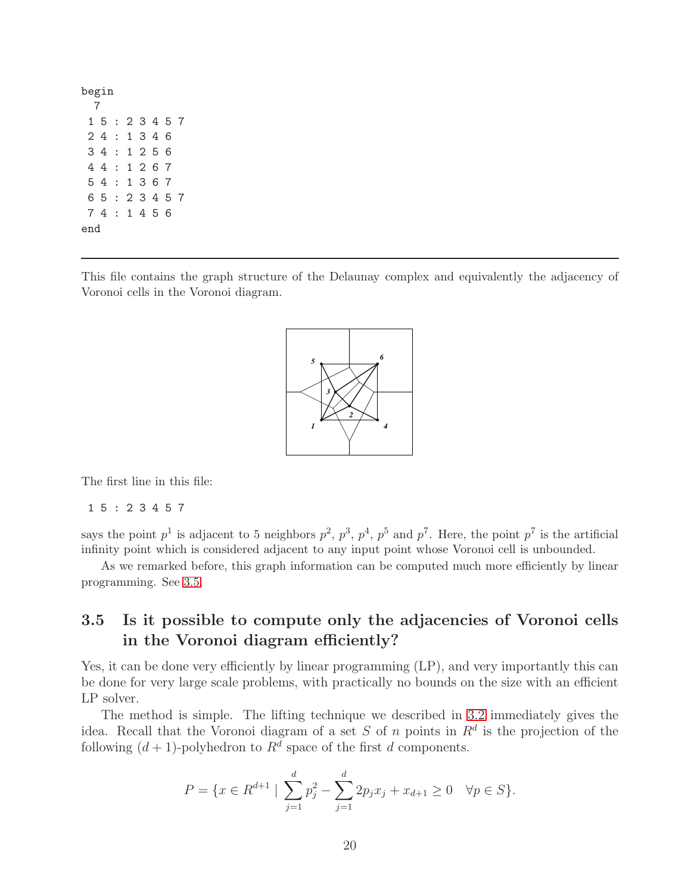```
begin
  7
 1 5 : 2 3 4 5 7
 2 4 : 1 3 4 6
 3 4 : 1 2 5 6
 4 4 : 1 2 6 7
 5 4 : 1 3 6 7
 6 5 : 2 3 4 5 7
 7 4 : 1 4 5 6
end
```

---

This file contains the graph structure of the Delaunay complex and equivalently the adjacency of Voronoi cells in the Voronoi diagram.

The first line in this file:

```
 1 5 : 2 3 4 5 7
```

says the point $p^1$ is adjacent to 5 neighbors $p^2$, $p^3$, $p^4$, $p^5$ and $p^7$. Here, the point $p^7$ is the artificial infinity point which is considered adjacent to any input point whose Voronoi cell is unbounded.

As we remarked before, this graph information can be computed much more efficiently by linear programming. See 3.5.

## 3.5 Is it possible to compute only the adjacencies of Voronoi cells in the Voronoi diagram efficiently?

Yes, it can be done very efficiently by linear programming (LP), and very importantly this can be done for very large scale problems, with practically no bounds on the size with an efficient LP solver.

The method is simple. The lifting technique we described in 3.2 immediately gives the idea. Recall that the Voronoi diagram of a set $S$ of $n$ points in $R^d$ is the projection of the following $(d+1)$-polyhedron to $R^d$ space of the first $d$ components.

$$P = \{x \in R^{d+1} \mid \sum_{j=1}^{d} p_j^2 - \sum_{j=1}^{d} 2p_j x_j + x_{d+1} \geq 0 \quad \forall p \in S\}.$$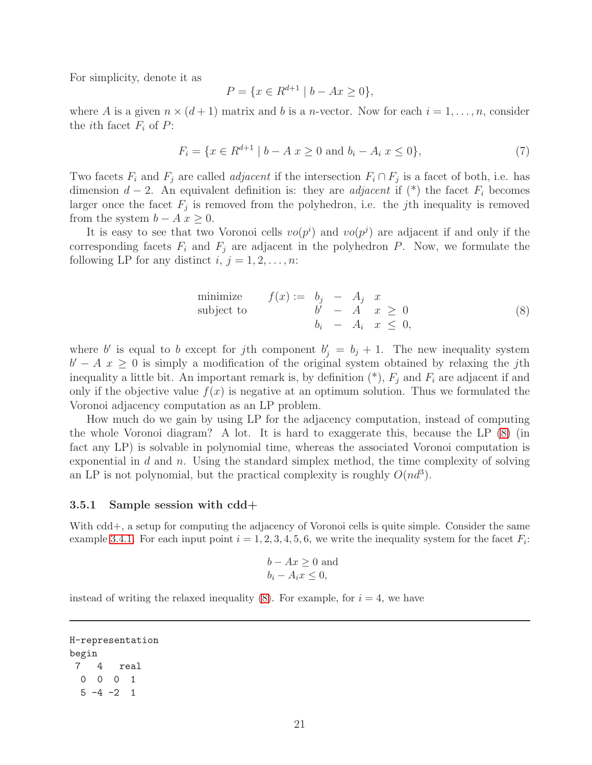For simplicity, denote it as

$$P = \{x \in R^{d+1} \mid b - Ax \geq 0\},$$

where $A$ is a given $n \times (d+1)$ matrix and $b$ is a $n$-vector. Now for each $i = 1, \ldots, n$, consider the $i$th facet $F_i$ of $P$:

$$F_i = \{x \in R^{d+1} \mid b - A\, x \geq 0 \text{ and } b_i - A_i\, x \leq 0\}, \tag{7}$$

Two facets $F_i$ and $F_j$ are called *adjacent* if the intersection $F_i \cap F_j$ is a facet of both, i.e. has dimension $d-2$. An equivalent definition is: they are *adjacent* if (*) the facet $F_i$ becomes larger once the facet $F_j$ is removed from the polyhedron, i.e. the $j$th inequality is removed from the system $b - A\, x \geq 0$.

It is easy to see that two Voronoi cells $vo(p^i)$ and $vo(p^j)$ are adjacent if and only if the corresponding facets $F_i$ and $F_j$ are adjacent in the polyhedron $P$. Now, we formulate the following LP for any distinct $i$, $j = 1, 2, \ldots, n$:

$$\begin{array}{llccccc}
\text{minimize} & f(x) := & b_j & - & A_j & x & \\
\text{subject to} & & b' & - & A & x & \geq 0 \\
 & & b_i & - & A_i & x & \leq 0,
\end{array} \tag{8}$$

where $b'$ is equal to $b$ except for $j$th component $b'_j = b_j + 1$. The new inequality system $b' - A\, x \geq 0$ is simply a modification of the original system obtained by relaxing the $j$th inequality a little bit. An important remark is, by definition (*), $F_j$ and $F_i$ are adjacent if and only if the objective value $f(x)$ is negative at an optimum solution. Thus we formulated the Voronoi adjacency computation as an LP problem.

How much do we gain by using LP for the adjacency computation, instead of computing the whole Voronoi diagram? A lot. It is hard to exaggerate this, because the LP (8) (in fact any LP) is solvable in polynomial time, whereas the associated Voronoi computation is exponential in $d$ and $n$. Using the standard simplex method, the time complexity of solving an LP is not polynomial, but the practical complexity is roughly $O(nd^3)$.

### 3.5.1 Sample session with cdd+

With cdd+, a setup for computing the adjacency of Voronoi cells is quite simple. Consider the same example 3.4.1. For each input point $i = 1, 2, 3, 4, 5, 6$, we write the inequality system for the facet $F_i$:

$$\begin{array}{l} b - Ax \geq 0 \text{ and} \\ b_i - A_i x \leq 0, \end{array}$$

instead of writing the relaxed inequality (8). For example, for $i = 4$, we have

---

```
H-representation
begin
 7   4   real
  0  0  0  1
  5 -4 -2  1
```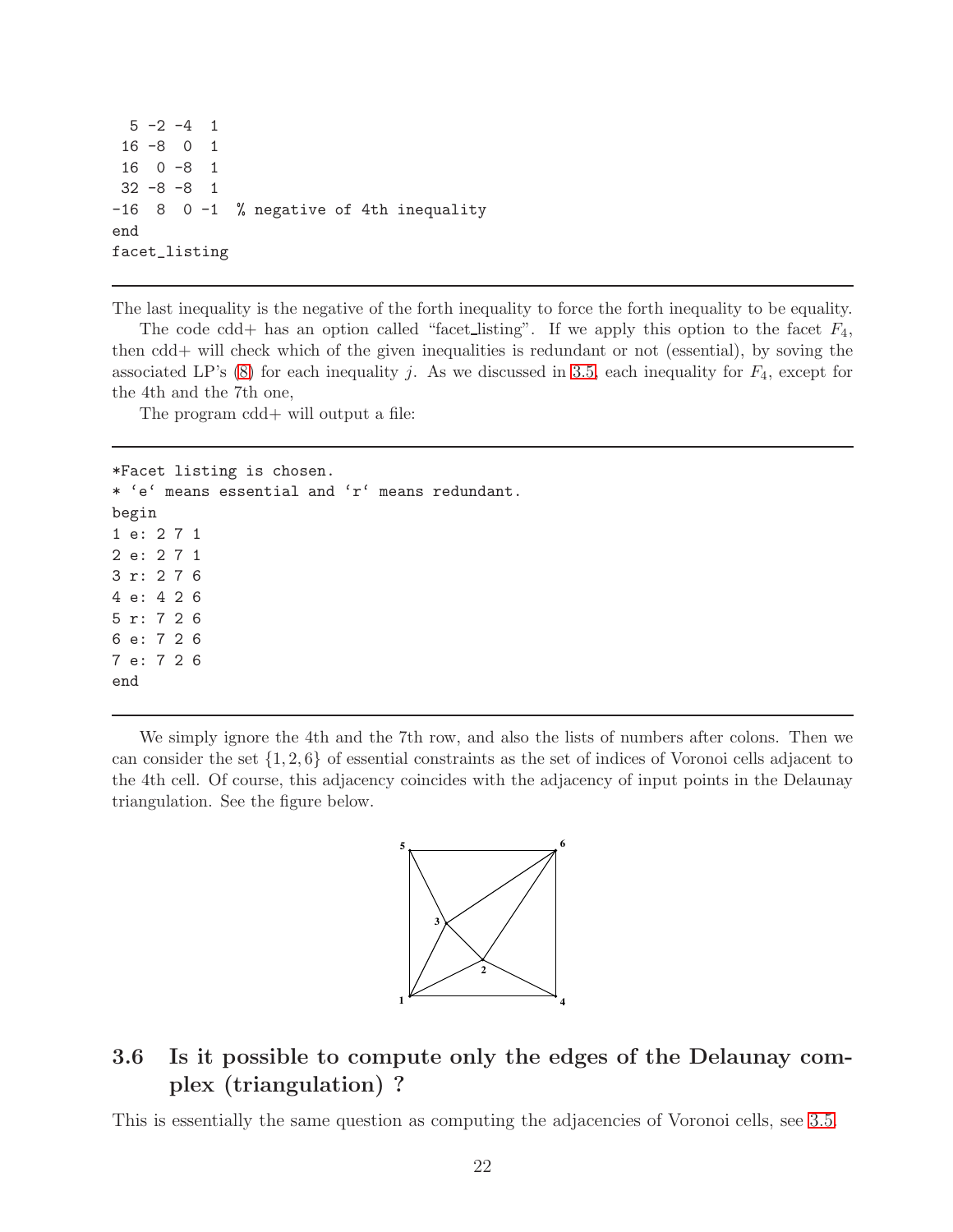```
 5 -2 -4  1
 16 -8  0  1
 16  0 -8  1
 32 -8 -8  1
-16  8  0 -1  % negative of 4th inequality
end
facet_listing
```

The last inequality is the negative of the forth inequality to force the forth inequality to be equality.

The code cdd+ has an option called "facet_listing". If we apply this option to the facet $F_4$, then cdd+ will check which of the given inequalities is redundant or not (essential), by soving the associated LP's (8) for each inequality $j$. As we discussed in 3.5, each inequality for $F_4$, except for the 4th and the 7th one,

The program cdd+ will output a file:

```
*Facet listing is chosen.
* 'e' means essential and 'r' means redundant.
begin
1 e: 2 7 1
2 e: 2 7 1
3 r: 2 7 6
4 e: 4 2 6
5 r: 7 2 6
6 e: 7 2 6
7 e: 7 2 6
end
```

We simply ignore the 4th and the 7th row, and also the lists of numbers after colons. Then we can consider the set $\{1, 2, 6\}$ of essential constraints as the set of indices of Voronoi cells adjacent to the 4th cell. Of course, this adjacency coincides with the adjacency of input points in the Delaunay triangulation. See the figure below.

## 3.6 Is it possible to compute only the edges of the Delaunay complex (triangulation) ?

This is essentially the same question as computing the adjacencies of Voronoi cells, see 3.5.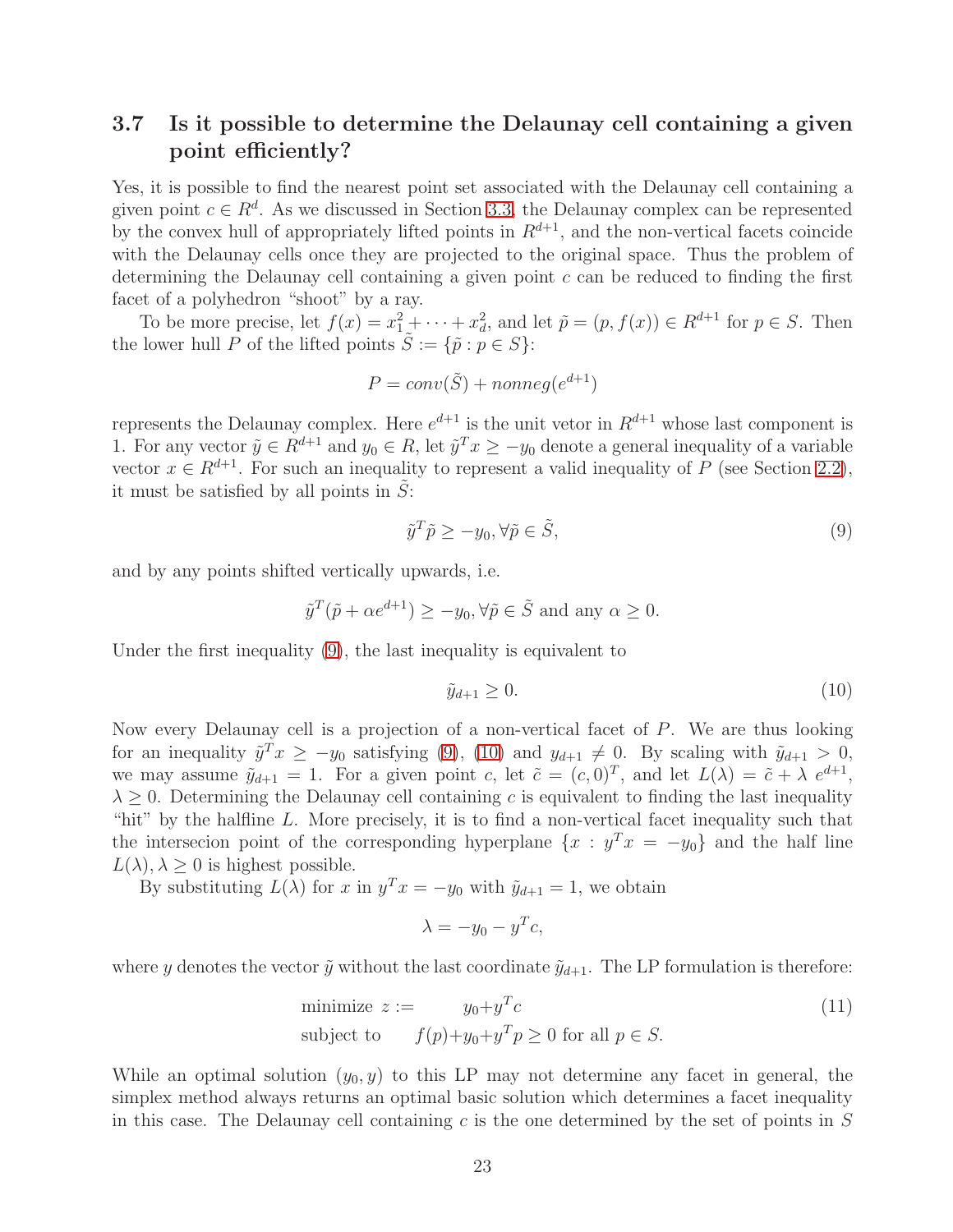### 3.7 Is it possible to determine the Delaunay cell containing a given point efficiently?

Yes, it is possible to find the nearest point set associated with the Delaunay cell containing a given point $c \in R^d$. As we discussed in Section 3.3, the Delaunay complex can be represented by the convex hull of appropriately lifted points in $R^{d+1}$, and the non-vertical facets coincide with the Delaunay cells once they are projected to the original space. Thus the problem of determining the Delaunay cell containing a given point $c$ can be reduced to finding the first facet of a polyhedron "shoot" by a ray.

To be more precise, let $f(x) = x_1^2 + \cdots + x_d^2$, and let $\tilde{p} = (p, f(x)) \in R^{d+1}$ for $p \in S$. Then the lower hull $P$ of the lifted points $\tilde{S} := \{\tilde{p} : p \in S\}$:

$$P = conv(\tilde{S}) + nonneg(e^{d+1})$$

represents the Delaunay complex. Here $e^{d+1}$ is the unit vetor in $R^{d+1}$ whose last component is 1. For any vector $\tilde{y} \in R^{d+1}$ and $y_0 \in R$, let $\tilde{y}^T x \geq -y_0$ denote a general inequality of a variable vector $x \in R^{d+1}$. For such an inequality to represent a valid inequality of $P$ (see Section 2.2), it must be satisfied by all points in $\tilde{S}$:

$$\tilde{y}^T \tilde{p} \geq -y_0, \forall \tilde{p} \in \tilde{S}, \tag{9}$$

and by any points shifted vertically upwards, i.e.

$$\tilde{y}^T(\tilde{p} + \alpha e^{d+1}) \geq -y_0, \forall \tilde{p} \in \tilde{S} \text{ and any } \alpha \geq 0.$$

Under the first inequality (9), the last inequality is equivalent to

$$\tilde{y}_{d+1} \geq 0. \tag{10}$$

Now every Delaunay cell is a projection of a non-vertical facet of $P$. We are thus looking for an inequality $\tilde{y}^T x \geq -y_0$ satisfying (9), (10) and $y_{d+1} \neq 0$. By scaling with $\tilde{y}_{d+1} > 0$, we may assume $\tilde{y}_{d+1} = 1$. For a given point $c$, let $\tilde{c} = (c, 0)^T$, and let $L(\lambda) = \tilde{c} + \lambda\ e^{d+1}$, $\lambda \geq 0$. Determining the Delaunay cell containing $c$ is equivalent to finding the last inequality "hit" by the halfline $L$. More precisely, it is to find a non-vertical facet inequality such that the intersecion point of the corresponding hyperplane $\{x : y^T x = -y_0\}$ and the half line $L(\lambda), \lambda \geq 0$ is highest possible.

By substituting $L(\lambda)$ for $x$ in $y^T x = -y_0$ with $\tilde{y}_{d+1} = 1$, we obtain

$$\lambda = -y_0 - y^T c,$$

where $y$ denotes the vector $\tilde{y}$ without the last coordinate $\tilde{y}_{d+1}$. The LP formulation is therefore:

$$\begin{aligned} \text{minimize } z := \quad & y_0 + y^T c \\ \text{subject to} \quad & f(p) + y_0 + y^T p \geq 0 \text{ for all } p \in S. \end{aligned} \tag{11}$$

While an optimal solution $(y_0, y)$ to this LP may not determine any facet in general, the simplex method always returns an optimal basic solution which determines a facet inequality in this case. The Delaunay cell containing $c$ is the one determined by the set of points in $S$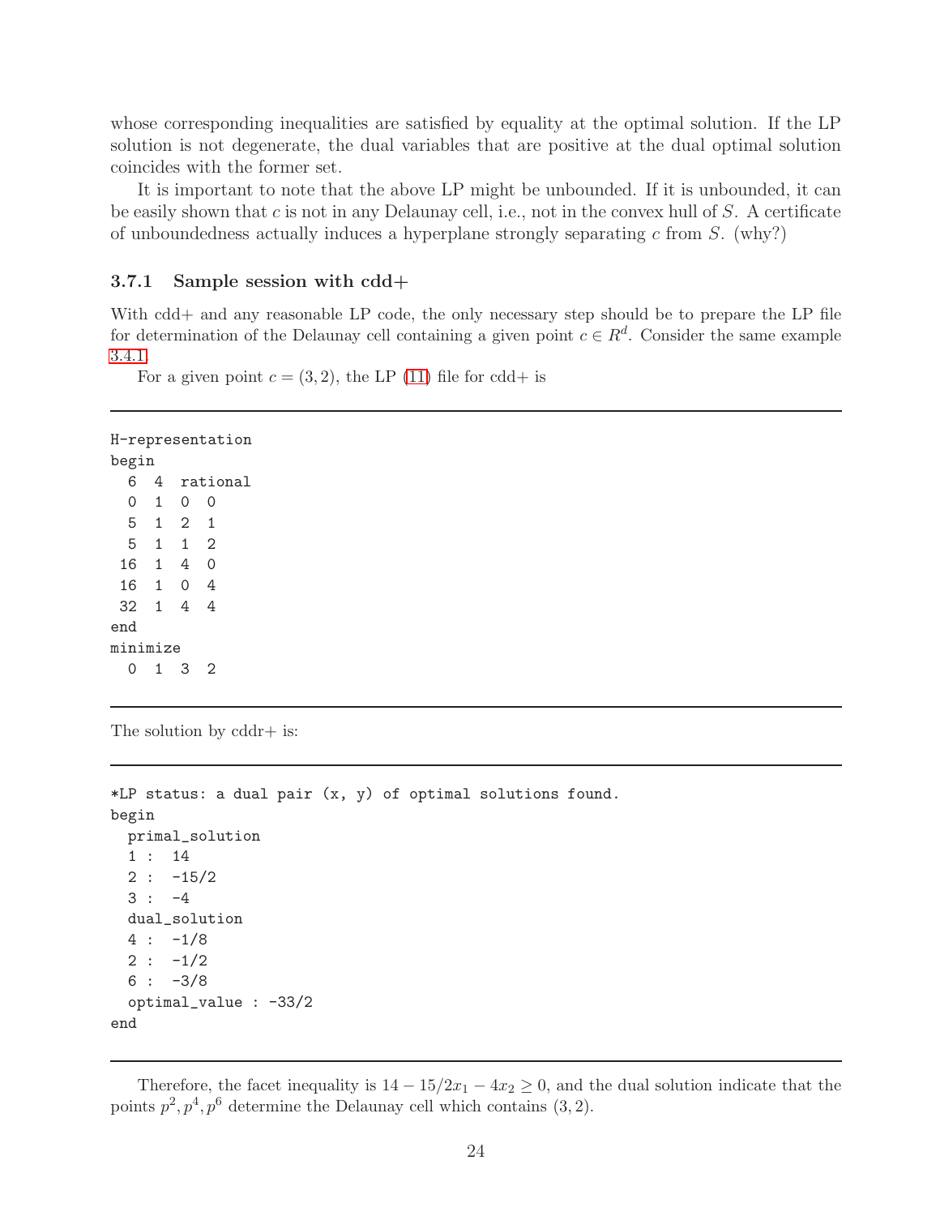whose corresponding inequalities are satisfied by equality at the optimal solution. If the LP solution is not degenerate, the dual variables that are positive at the dual optimal solution coincides with the former set.

It is important to note that the above LP might be unbounded. If it is unbounded, it can be easily shown that $c$ is not in any Delaunay cell, i.e., not in the convex hull of $S$. A certificate of unboundedness actually induces a hyperplane strongly separating $c$ from $S$. (why?)

### 3.7.1 Sample session with cdd+

With cdd+ and any reasonable LP code, the only necessary step should be to prepare the LP file for determination of the Delaunay cell containing a given point $c \in R^d$. Consider the same example 3.4.1.

For a given point $c = (3, 2)$, the LP (11) file for cdd+ is

```
H-representation
begin
  6  4  rational
  0  1  0  0
  5  1  2  1
  5  1  1  2
 16  1  4  0
 16  1  0  4
 32  1  4  4
end
minimize
  0  1  3  2
```

The solution by cddr+ is:

```
*LP status: a dual pair (x, y) of optimal solutions found.
begin
  primal_solution
  1 :  14
  2 :  -15/2
  3 :  -4
  dual_solution
  4 :  -1/8
  2 :  -1/2
  6 :  -3/8
  optimal_value : -33/2
end
```

Therefore, the facet inequality is $14 - 15/2x_1 - 4x_2 \geq 0$, and the dual solution indicate that the points $p^2, p^4, p^6$ determine the Delaunay cell which contains $(3, 2)$.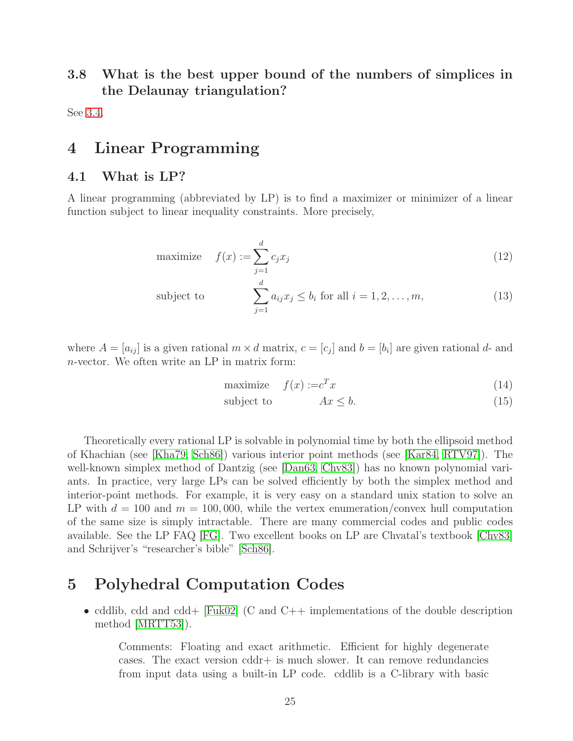### 3.8 What is the best upper bound of the numbers of simplices in the Delaunay triangulation?

See 3.4.

## 4 Linear Programming

### 4.1 What is LP?

A linear programming (abbreviated by LP) is to find a maximizer or minimizer of a linear function subject to linear inequality constraints. More precisely,

$$\text{maximize} \quad f(x) := \sum_{j=1}^{d} c_j x_j \tag{12}$$

$$\text{subject to} \quad \sum_{j=1}^{d} a_{ij} x_j \leq b_i \text{ for all } i = 1, 2, \ldots, m, \tag{13}$$

where $A = [a_{ij}]$ is a given rational $m \times d$ matrix, $c = [c_j]$ and $b = [b_i]$ are given rational $d$- and $n$-vector. We often write an LP in matrix form:

$$\text{maximize} \quad f(x) := c^T x \tag{14}$$

$$\text{subject to} \quad Ax \leq b. \tag{15}$$

Theoretically every rational LP is solvable in polynomial time by both the ellipsoid method of Khachian (see [Kha79, Sch86]) various interior point methods (see [Kar84, RTV97]). The well-known simplex method of Dantzig (see [Dan63, Chv83]) has no known polynomial variants. In practice, very large LPs can be solved efficiently by both the simplex method and interior-point methods. For example, it is very easy on a standard unix station to solve an LP with $d = 100$ and $m = 100,000$, while the vertex enumeration/convex hull computation of the same size is simply intractable. There are many commercial codes and public codes available. See the LP FAQ [FG]. Two excellent books on LP are Chvatal's textbook [Chv83] and Schrijver's "researcher's bible" [Sch86].

## 5 Polyhedral Computation Codes

- cddlib, cdd and cdd+ [Fuk02] (C and C++ implementations of the double description method [MRTT53]).

  Comments: Floating and exact arithmetic. Efficient for highly degenerate cases. The exact version cddr+ is much slower. It can remove redundancies from input data using a built-in LP code. cddlib is a C-library with basic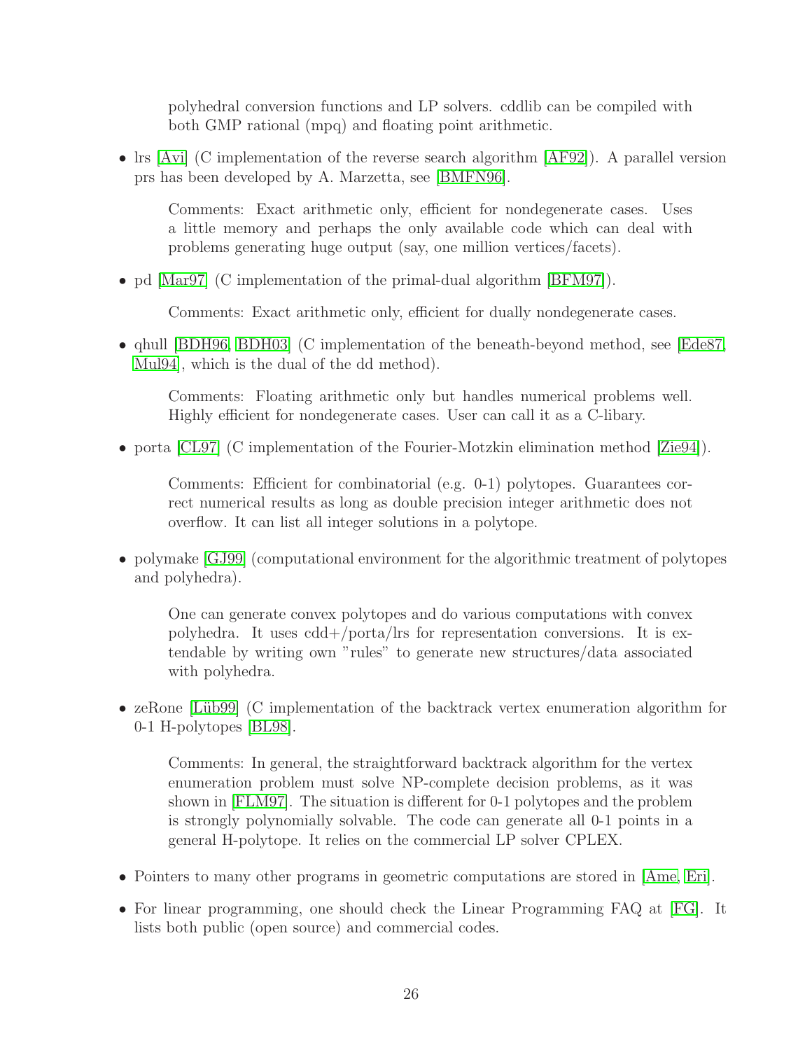polyhedral conversion functions and LP solvers. cddlib can be compiled with both GMP rational (mpq) and floating point arithmetic.

- lrs [Avi] (C implementation of the reverse search algorithm [AF92]). A parallel version prs has been developed by A. Marzetta, see [BMFN96].

  Comments: Exact arithmetic only, efficient for nondegenerate cases. Uses a little memory and perhaps the only available code which can deal with problems generating huge output (say, one million vertices/facets).

- pd [Mar97] (C implementation of the primal-dual algorithm [BFM97]).

  Comments: Exact arithmetic only, efficient for dually nondegenerate cases.

- qhull [BDH96, BDH03] (C implementation of the beneath-beyond method, see [Ede87, Mul94], which is the dual of the dd method).

  Comments: Floating arithmetic only but handles numerical problems well. Highly efficient for nondegenerate cases. User can call it as a C-libary.

- porta [CL97] (C implementation of the Fourier-Motzkin elimination method [Zie94]).

  Comments: Efficient for combinatorial (e.g. 0-1) polytopes. Guarantees correct numerical results as long as double precision integer arithmetic does not overflow. It can list all integer solutions in a polytope.

- polymake [GJ99] (computational environment for the algorithmic treatment of polytopes and polyhedra).

  One can generate convex polytopes and do various computations with convex polyhedra. It uses cdd+/porta/lrs for representation conversions. It is extendable by writing own "rules" to generate new structures/data associated with polyhedra.

- zeRone [Lüb99] (C implementation of the backtrack vertex enumeration algorithm for 0-1 H-polytopes [BL98].

  Comments: In general, the straightforward backtrack algorithm for the vertex enumeration problem must solve NP-complete decision problems, as it was shown in [FLM97]. The situation is different for 0-1 polytopes and the problem is strongly polynomially solvable. The code can generate all 0-1 points in a general H-polytope. It relies on the commercial LP solver CPLEX.

- Pointers to many other programs in geometric computations are stored in [Ame, Eri].

- For linear programming, one should check the Linear Programming FAQ at [FG]. It lists both public (open source) and commercial codes.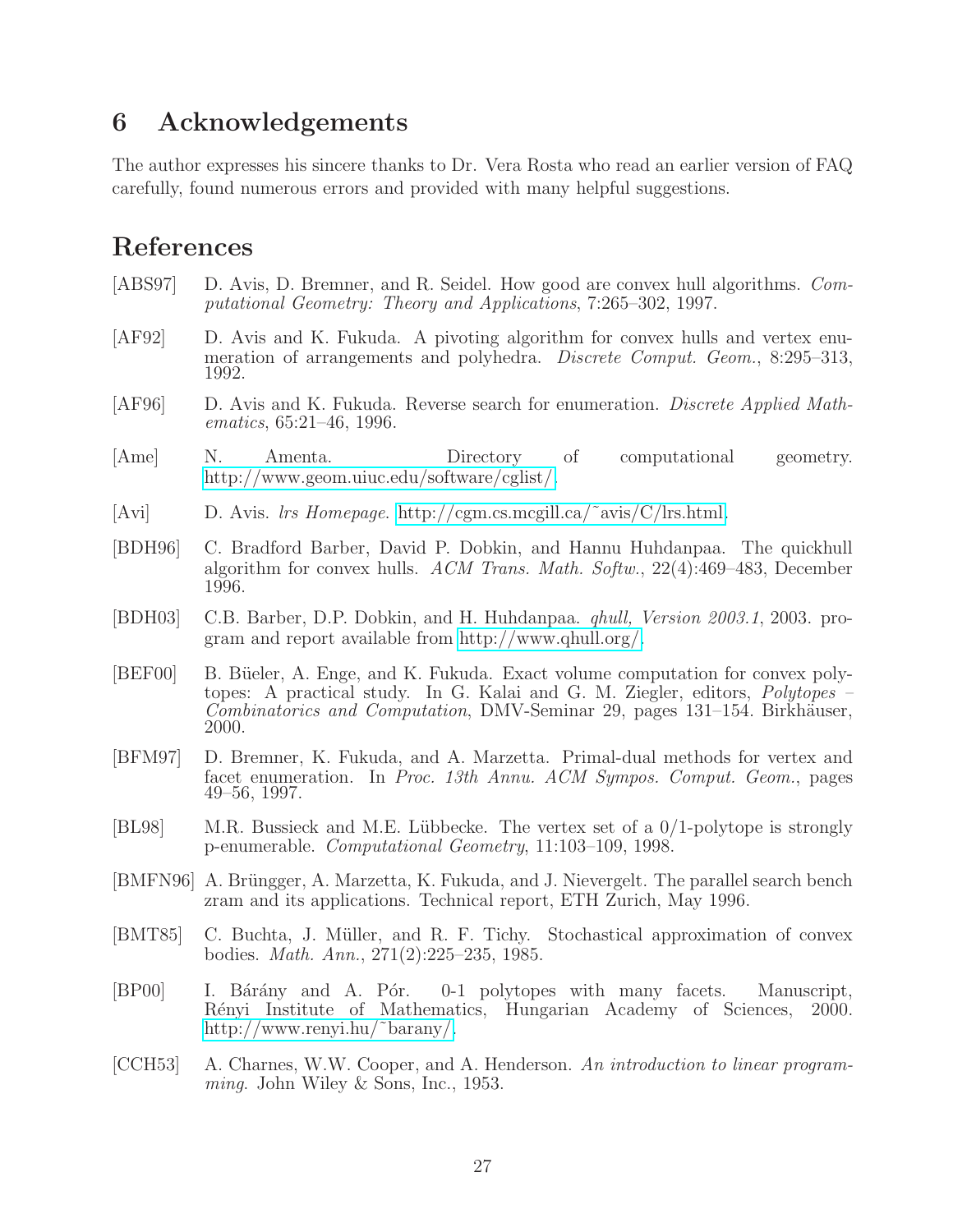## 6 Acknowledgements

The author expresses his sincere thanks to Dr. Vera Rosta who read an earlier version of FAQ carefully, found numerous errors and provided with many helpful suggestions.

## References

[ABS97] D. Avis, D. Bremner, and R. Seidel. How good are convex hull algorithms. *Computational Geometry: Theory and Applications*, 7:265–302, 1997.

[AF92] D. Avis and K. Fukuda. A pivoting algorithm for convex hulls and vertex enumeration of arrangements and polyhedra. *Discrete Comput. Geom.*, 8:295–313, 1992.

[AF96] D. Avis and K. Fukuda. Reverse search for enumeration. *Discrete Applied Mathematics*, 65:21–46, 1996.

[Ame] N. Amenta. Directory of computational geometry. http://www.geom.uiuc.edu/software/cglist/.

[Avi] D. Avis. *lrs Homepage*. http://cgm.cs.mcgill.ca/~avis/C/lrs.html.

[BDH96] C. Bradford Barber, David P. Dobkin, and Hannu Huhdanpaa. The quickhull algorithm for convex hulls. *ACM Trans. Math. Softw.*, 22(4):469–483, December 1996.

[BDH03] C.B. Barber, D.P. Dobkin, and H. Huhdanpaa. *qhull, Version 2003.1*, 2003. program and report available from http://www.qhull.org/.

[BEF00] B. Büeler, A. Enge, and K. Fukuda. Exact volume computation for convex polytopes: A practical study. In G. Kalai and G. M. Ziegler, editors, *Polytopes – Combinatorics and Computation*, DMV-Seminar 29, pages 131–154. Birkhäuser, 2000.

[BFM97] D. Bremner, K. Fukuda, and A. Marzetta. Primal-dual methods for vertex and facet enumeration. In *Proc. 13th Annu. ACM Sympos. Comput. Geom.*, pages 49–56, 1997.

[BL98] M.R. Bussieck and M.E. Lübbecke. The vertex set of a 0/1-polytope is strongly p-enumerable. *Computational Geometry*, 11:103–109, 1998.

[BMFN96] A. Brüngger, A. Marzetta, K. Fukuda, and J. Nievergelt. The parallel search bench zram and its applications. Technical report, ETH Zurich, May 1996.

[BMT85] C. Buchta, J. Müller, and R. F. Tichy. Stochastical approximation of convex bodies. *Math. Ann.*, 271(2):225–235, 1985.

[BP00] I. Bárány and A. Pór. 0-1 polytopes with many facets. Manuscript, Rényi Institute of Mathematics, Hungarian Academy of Sciences, 2000. http://www.renyi.hu/~barany/.

[CCH53] A. Charnes, W.W. Cooper, and A. Henderson. *An introduction to linear programming*. John Wiley & Sons, Inc., 1953.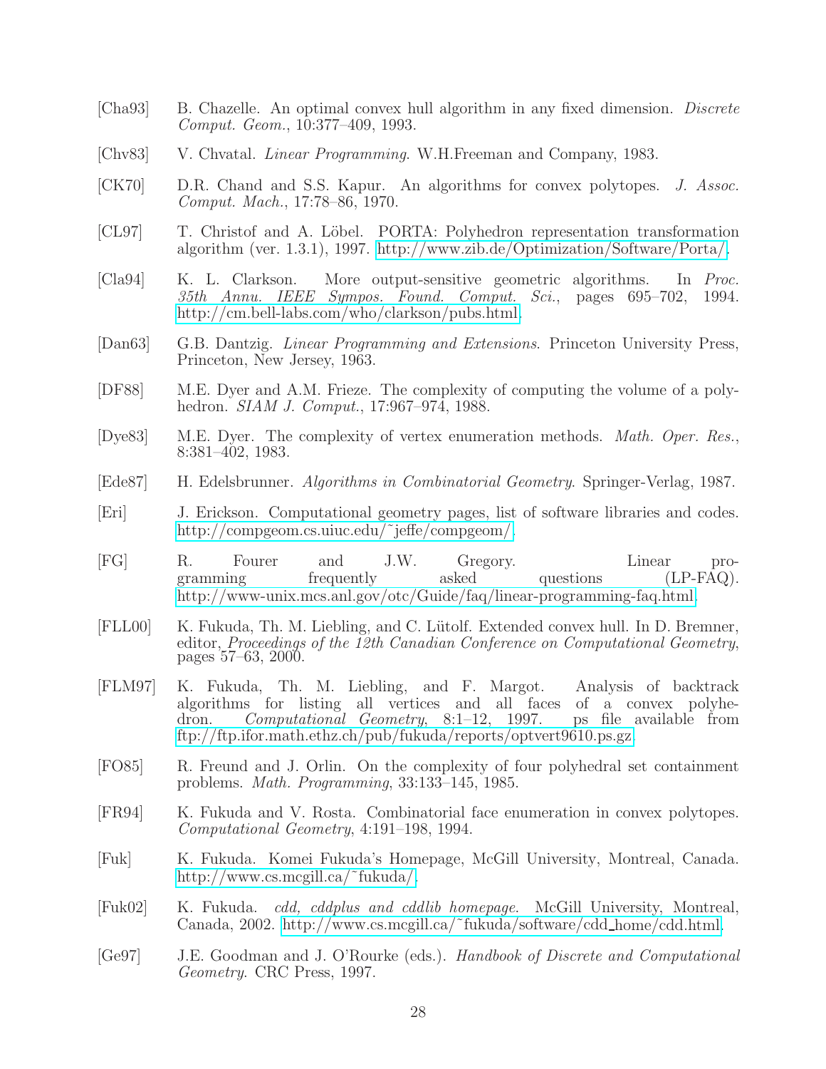[Cha93] B. Chazelle. An optimal convex hull algorithm in any fixed dimension. *Discrete Comput. Geom.*, 10:377–409, 1993.

[Chv83] V. Chvatal. *Linear Programming*. W.H.Freeman and Company, 1983.

[CK70] D.R. Chand and S.S. Kapur. An algorithms for convex polytopes. *J. Assoc. Comput. Mach.*, 17:78–86, 1970.

[CL97] T. Christof and A. Löbel. PORTA: Polyhedron representation transformation algorithm (ver. 1.3.1), 1997. http://www.zib.de/Optimization/Software/Porta/.

[Cla94] K. L. Clarkson. More output-sensitive geometric algorithms. In *Proc. 35th Annu. IEEE Sympos. Found. Comput. Sci.*, pages 695–702, 1994. http://cm.bell-labs.com/who/clarkson/pubs.html.

[Dan63] G.B. Dantzig. *Linear Programming and Extensions*. Princeton University Press, Princeton, New Jersey, 1963.

[DF88] M.E. Dyer and A.M. Frieze. The complexity of computing the volume of a polyhedron. *SIAM J. Comput.*, 17:967–974, 1988.

[Dye83] M.E. Dyer. The complexity of vertex enumeration methods. *Math. Oper. Res.*, 8:381–402, 1983.

[Ede87] H. Edelsbrunner. *Algorithms in Combinatorial Geometry*. Springer-Verlag, 1987.

[Eri] J. Erickson. Computational geometry pages, list of software libraries and codes. http://compgeom.cs.uiuc.edu/~jeffe/compgeom/.

[FG] R. Fourer and J.W. Gregory. Linear programming frequently asked questions (LP-FAQ). http://www-unix.mcs.anl.gov/otc/Guide/faq/linear-programming-faq.html.

[FLL00] K. Fukuda, Th. M. Liebling, and C. Lütolf. Extended convex hull. In D. Bremner, editor, *Proceedings of the 12th Canadian Conference on Computational Geometry*, pages 57–63, 2000.

[FLM97] K. Fukuda, Th. M. Liebling, and F. Margot. Analysis of backtrack algorithms for listing all vertices and all faces of a convex polyhedron. *Computational Geometry*, 8:1–12, 1997. ps file available from ftp://ftp.ifor.math.ethz.ch/pub/fukuda/reports/optvert9610.ps.gz.

[FO85] R. Freund and J. Orlin. On the complexity of four polyhedral set containment problems. *Math. Programming*, 33:133–145, 1985.

[FR94] K. Fukuda and V. Rosta. Combinatorial face enumeration in convex polytopes. *Computational Geometry*, 4:191–198, 1994.

[Fuk] K. Fukuda. Komei Fukuda's Homepage, McGill University, Montreal, Canada. http://www.cs.mcgill.ca/~fukuda/.

[Fuk02] K. Fukuda. *cdd, cddplus and cddlib homepage*. McGill University, Montreal, Canada, 2002. http://www.cs.mcgill.ca/~fukuda/software/cdd_home/cdd.html.

[Ge97] J.E. Goodman and J. O'Rourke (eds.). *Handbook of Discrete and Computational Geometry*. CRC Press, 1997.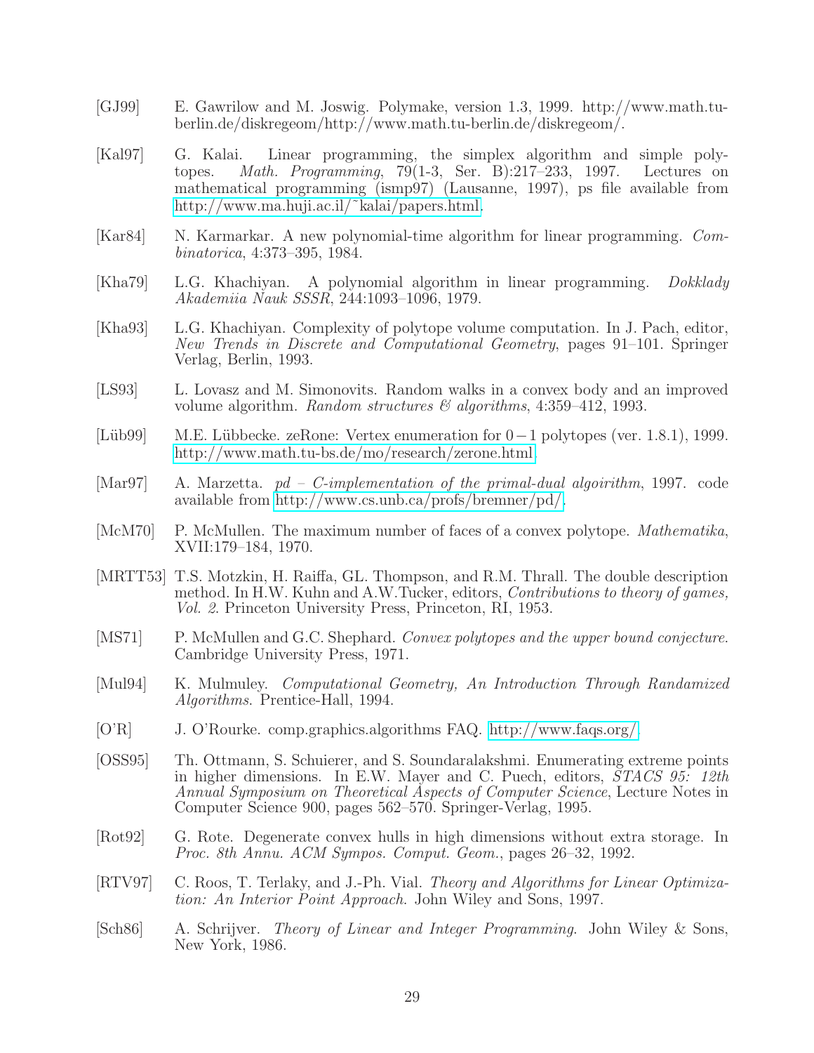[GJ99] E. Gawrilow and M. Joswig. Polymake, version 1.3, 1999. http://www.math.tu-berlin.de/diskregeom/http://www.math.tu-berlin.de/diskregeom/.

[Kal97] G. Kalai. Linear programming, the simplex algorithm and simple polytopes. *Math. Programming*, 79(1-3, Ser. B):217–233, 1997. Lectures on mathematical programming (ismp97) (Lausanne, 1997), ps file available from http://www.ma.huji.ac.il/~kalai/papers.html.

[Kar84] N. Karmarkar. A new polynomial-time algorithm for linear programming. *Combinatorica*, 4:373–395, 1984.

[Kha79] L.G. Khachiyan. A polynomial algorithm in linear programming. *Dokklady Akademiia Nauk SSSR*, 244:1093–1096, 1979.

[Kha93] L.G. Khachiyan. Complexity of polytope volume computation. In J. Pach, editor, *New Trends in Discrete and Computational Geometry*, pages 91–101. Springer Verlag, Berlin, 1993.

[LS93] L. Lovasz and M. Simonovits. Random walks in a convex body and an improved volume algorithm. *Random structures & algorithms*, 4:359–412, 1993.

[Lüb99] M.E. Lübbecke. zeRone: Vertex enumeration for $0-1$ polytopes (ver. 1.8.1), 1999. http://www.math.tu-bs.de/mo/research/zerone.html.

[Mar97] A. Marzetta. *pd – C-implementation of the primal-dual algoirithm*, 1997. code available from http://www.cs.unb.ca/profs/bremner/pd/.

[McM70] P. McMullen. The maximum number of faces of a convex polytope. *Mathematika*, XVII:179–184, 1970.

[MRTT53] T.S. Motzkin, H. Raiffa, GL. Thompson, and R.M. Thrall. The double description method. In H.W. Kuhn and A.W.Tucker, editors, *Contributions to theory of games, Vol. 2*. Princeton University Press, Princeton, RI, 1953.

[MS71] P. McMullen and G.C. Shephard. *Convex polytopes and the upper bound conjecture*. Cambridge University Press, 1971.

[Mul94] K. Mulmuley. *Computational Geometry, An Introduction Through Randamized Algorithms*. Prentice-Hall, 1994.

[O'R] J. O'Rourke. comp.graphics.algorithms FAQ. http://www.faqs.org/.

[OSS95] Th. Ottmann, S. Schuierer, and S. Soundaralakshmi. Enumerating extreme points in higher dimensions. In E.W. Mayer and C. Puech, editors, *STACS 95: 12th Annual Symposium on Theoretical Aspects of Computer Science*, Lecture Notes in Computer Science 900, pages 562–570. Springer-Verlag, 1995.

[Rot92] G. Rote. Degenerate convex hulls in high dimensions without extra storage. In *Proc. 8th Annu. ACM Sympos. Comput. Geom.*, pages 26–32, 1992.

[RTV97] C. Roos, T. Terlaky, and J.-Ph. Vial. *Theory and Algorithms for Linear Optimization: An Interior Point Approach*. John Wiley and Sons, 1997.

[Sch86] A. Schrijver. *Theory of Linear and Integer Programming*. John Wiley & Sons, New York, 1986.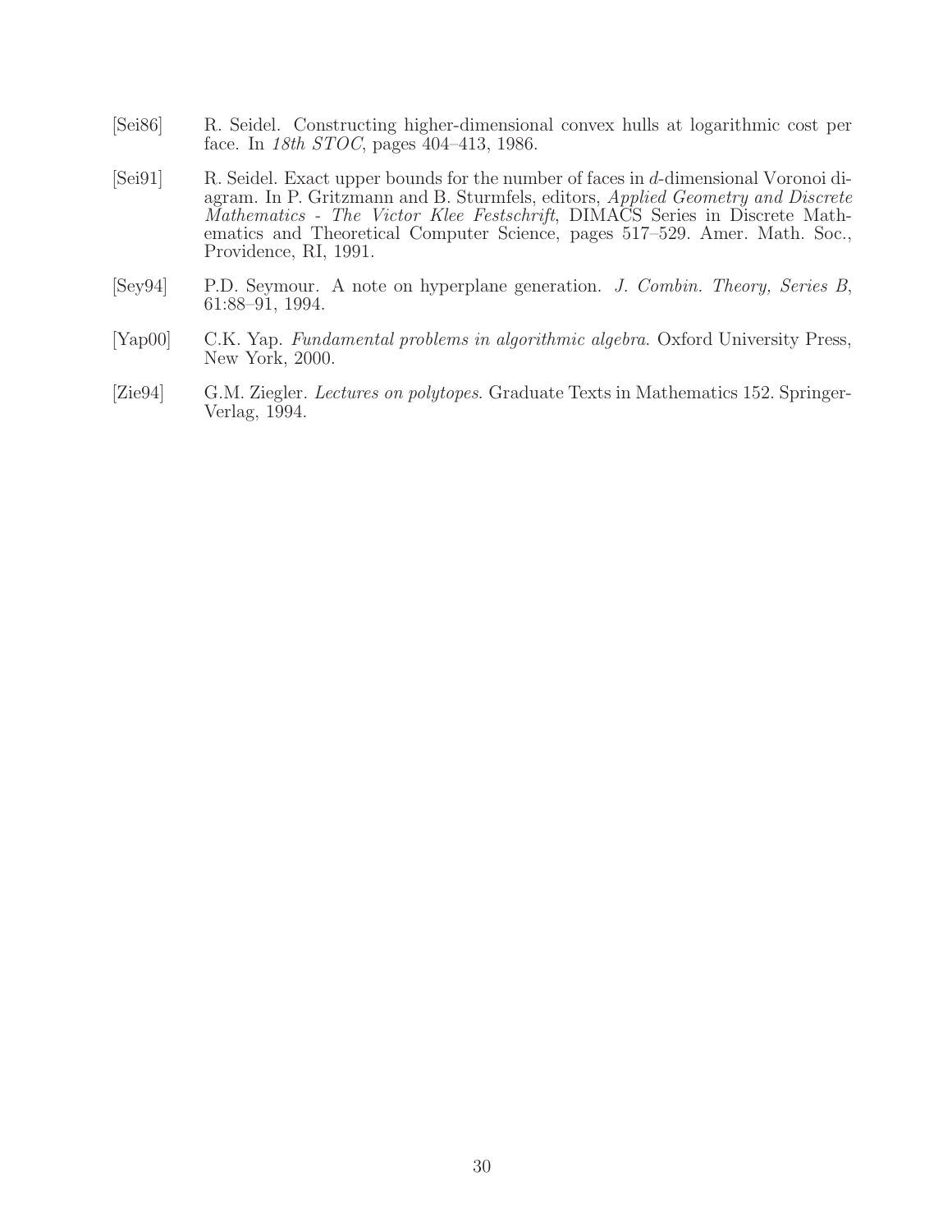[Sei86] R. Seidel. Constructing higher-dimensional convex hulls at logarithmic cost per face. In *18th STOC*, pages 404–413, 1986.

[Sei91] R. Seidel. Exact upper bounds for the number of faces in $d$-dimensional Voronoi diagram. In P. Gritzmann and B. Sturmfels, editors, *Applied Geometry and Discrete Mathematics - The Victor Klee Festschrift*, DIMACS Series in Discrete Mathematics and Theoretical Computer Science, pages 517–529. Amer. Math. Soc., Providence, RI, 1991.

[Sey94] P.D. Seymour. A note on hyperplane generation. *J. Combin. Theory, Series B*, 61:88–91, 1994.

[Yap00] C.K. Yap. *Fundamental problems in algorithmic algebra*. Oxford University Press, New York, 2000.

[Zie94] G.M. Ziegler. *Lectures on polytopes*. Graduate Texts in Mathematics 152. Springer-Verlag, 1994.